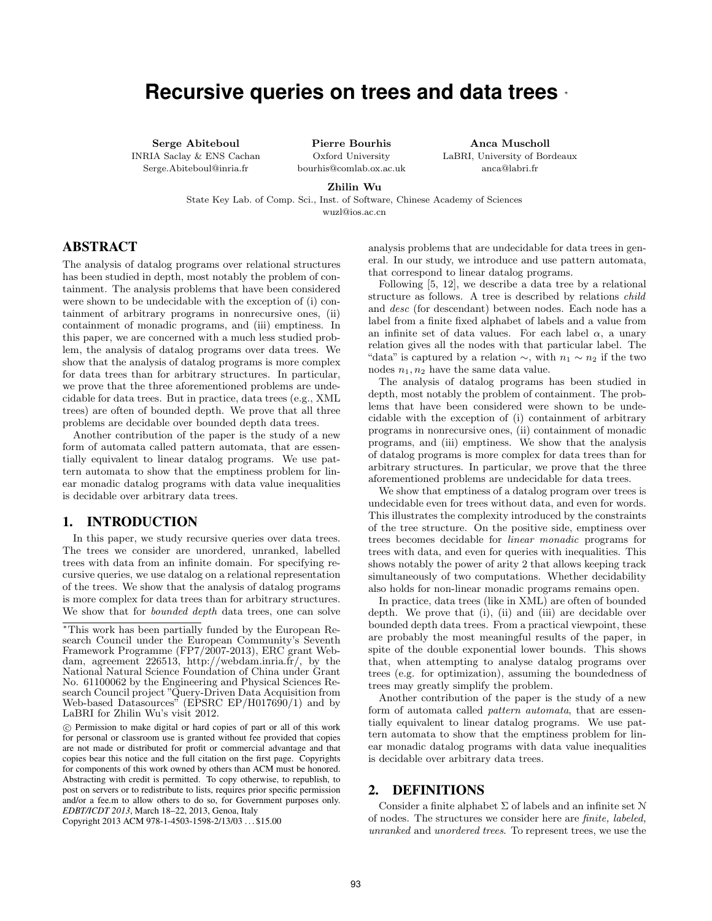# Recursive queries on trees and data trees *

**Serge Abiteboul**
INRIA Saclay & ENS Cachan
Serge.Abiteboul@inria.fr

**Pierre Bourhis**
Oxford University
bourhis@comlab.ox.ac.uk

**Anca Muscholl**
LaBRI, University of Bordeaux
anca@labri.fr

**Zhilin Wu**
State Key Lab. of Comp. Sci., Inst. of Software, Chinese Academy of Sciences
wuzl@ios.ac.cn

## ABSTRACT

The analysis of datalog programs over relational structures has been studied in depth, most notably the problem of containment. The analysis problems that have been considered were shown to be undecidable with the exception of (i) containment of arbitrary programs in nonrecursive ones, (ii) containment of monadic programs, and (iii) emptiness. In this paper, we are concerned with a much less studied problem, the analysis of datalog programs over data trees. We show that the analysis of datalog programs is more complex for data trees than for arbitrary structures. In particular, we prove that the three aforementioned problems are undecidable for data trees. But in practice, data trees (e.g., XML trees) are often of bounded depth. We prove that all three problems are decidable over bounded depth data trees.

Another contribution of the paper is the study of a new form of automata called pattern automata, that are essentially equivalent to linear datalog programs. We use pattern automata to show that the emptiness problem for linear monadic datalog programs with data value inequalities is decidable over arbitrary data trees.

## 1. INTRODUCTION

In this paper, we study recursive queries over data trees. The trees we consider are unordered, unranked, labelled trees with data from an infinite domain. For specifying recursive queries, we use datalog on a relational representation of the trees. We show that the analysis of datalog programs is more complex for data trees than for arbitrary structures. We show that for *bounded depth* data trees, one can solve analysis problems that are undecidable for data trees in general. In our study, we introduce and use pattern automata, that correspond to linear datalog programs.

Following [5, 12], we describe a data tree by a relational structure as follows. A tree is described by relations *child* and *desc* (for descendant) between nodes. Each node has a label from a finite fixed alphabet of labels and a value from an infinite set of data values. For each label $\alpha$, a unary relation gives all the nodes with that particular label. The "data" is captured by a relation $\sim$, with $n_1 \sim n_2$ if the two nodes $n_1, n_2$ have the same data value.

The analysis of datalog programs has been studied in depth, most notably the problem of containment. The problems that have been considered were shown to be undecidable with the exception of (i) containment of arbitrary programs in nonrecursive ones, (ii) containment of monadic programs, and (iii) emptiness. We show that the analysis of datalog programs is more complex for data trees than for arbitrary structures. In particular, we prove that the three aforementioned problems are undecidable for data trees.

We show that emptiness of a datalog program over trees is undecidable even for trees without data, and even for words. This illustrates the complexity introduced by the constraints of the tree structure. On the positive side, emptiness over trees becomes decidable for *linear monadic* programs for trees with data, and even for queries with inequalities. This shows notably the power of arity 2 that allows keeping track simultaneously of two computations. Whether decidability also holds for non-linear monadic programs remains open.

In practice, data trees (like in XML) are often of bounded depth. We prove that (i), (ii) and (iii) are decidable over bounded depth data trees. From a practical viewpoint, these are probably the most meaningful results of the paper, in spite of the double exponential lower bounds. This shows that, when attempting to analyse datalog programs over trees (e.g. for optimization), assuming the boundedness of trees may greatly simplify the problem.

Another contribution of the paper is the study of a new form of automata called *pattern automata*, that are essentially equivalent to linear datalog programs. We use pattern automata to show that the emptiness problem for linear monadic datalog programs with data value inequalities is decidable over arbitrary data trees.

## 2. DEFINITIONS

Consider a finite alphabet $\Sigma$ of labels and an infinite set $\mathcal{N}$ of nodes. The structures we consider here are *finite, labeled, unranked* and *unordered trees*. To represent trees, we use the

---

*This work has been partially funded by the European Research Council under the European Community's Seventh Framework Programme (FP7/2007-2013), ERC grant Webdam, agreement 226513, http://webdam.inria.fr/, by the National Natural Science Foundation of China under Grant No. 61100062 by the Engineering and Physical Sciences Research Council project "Query-Driven Data Acquisition from Web-based Datasources" (EPSRC EP/H017690/1) and by LaBRI for Zhilin Wu's visit 2012.

© Permission to make digital or hard copies of part or all of this work for personal or classroom use is granted without fee provided that copies are not made or distributed for profit or commercial advantage and that copies bear this notice and the full citation on the first page. Copyrights for components of this work owned by others than ACM must be honored. Abstracting with credit is permitted. To copy otherwise, to republish, to post on servers or to redistribute to lists, requires prior specific permission and/or a fee.m to allow others to do so, for Government purposes only. *EDBT/ICDT 2013*, March 18–22, 2013, Genoa, Italy
Copyright 2013 ACM 978-1-4503-1598-2/13/03 ...$15.00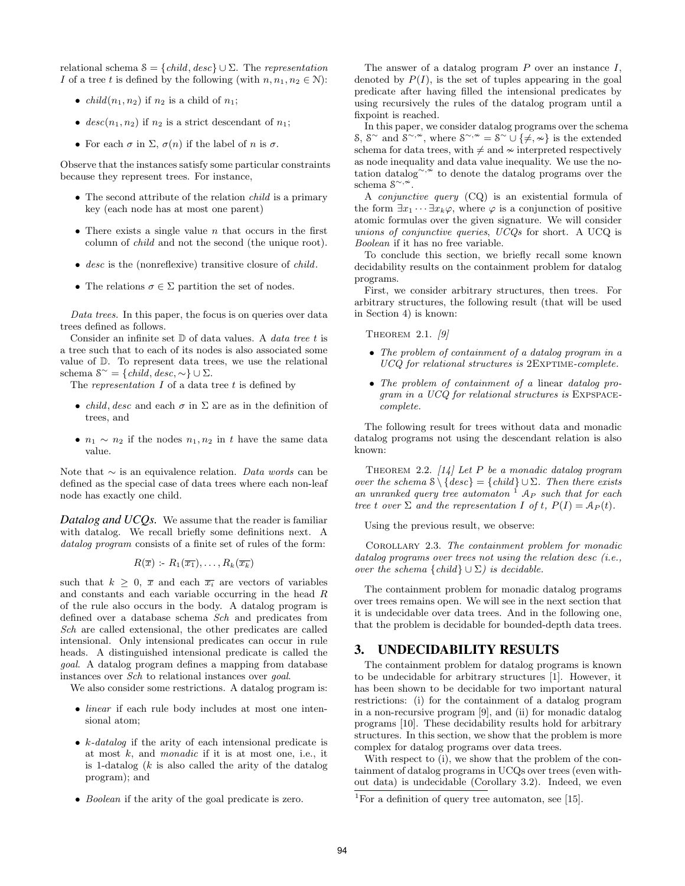relational schema $\mathcal{S} = \{child, desc\} \cup \Sigma$. The *representation* $I$ of a tree $t$ is defined by the following (with $n, n_1, n_2 \in \mathbb{N}$):

- $child(n_1, n_2)$ if $n_2$ is a child of $n_1$;
- $desc(n_1, n_2)$ if $n_2$ is a strict descendant of $n_1$;
- For each $\sigma$ in $\Sigma$, $\sigma(n)$ if the label of $n$ is $\sigma$.

Observe that the instances satisfy some particular constraints because they represent trees. For instance,

- The second attribute of the relation *child* is a primary key (each node has at most one parent)
- There exists a single value $n$ that occurs in the first column of *child* and not the second (the unique root).
- *desc* is the (nonreflexive) transitive closure of *child*.
- The relations $\sigma \in \Sigma$ partition the set of nodes.

*Data trees.* In this paper, the focus is on queries over data trees defined as follows.

Consider an infinite set $\mathbb{D}$ of data values. A *data tree* $t$ is a tree such that to each of its nodes is also associated some value of $\mathbb{D}$. To represent data trees, we use the relational schema $\mathcal{S}^{\sim} = \{child, desc, \sim\} \cup \Sigma$.

The *representation* $I$ of a data tree $t$ is defined by

- $child, desc$ and each $\sigma$ in $\Sigma$ are as in the definition of trees, and
- $n_1 \sim n_2$ if the nodes $n_1, n_2$ in $t$ have the same data value.

Note that $\sim$ is an equivalence relation. *Data words* can be defined as the special case of data trees where each non-leaf node has exactly one child.

***Datalog and UCQs.*** We assume that the reader is familiar with datalog. We recall briefly some definitions next. A *datalog program* consists of a finite set of rules of the form:

$$R(\overline{x}) \text{ :- } R_1(\overline{x_1}), \ldots, R_k(\overline{x_k})$$

such that $k \geq 0$, $\overline{x}$ and each $\overline{x_i}$ are vectors of variables and constants and each variable occurring in the head $R$ of the rule also occurs in the body. A datalog program is defined over a database schema *Sch* and predicates from *Sch* are called extensional, the other predicates are called intensional. Only intensional predicates can occur in rule heads. A distinguished intensional predicate is called the *goal*. A datalog program defines a mapping from database instances over *Sch* to relational instances over *goal*.

We also consider some restrictions. A datalog program is:

- *linear* if each rule body includes at most one intensional atom;
- *k-datalog* if the arity of each intensional predicate is at most $k$, and *monadic* if it is at most one, i.e., it is 1-datalog ($k$ is also called the arity of the datalog program); and
- *Boolean* if the arity of the goal predicate is zero.

The answer of a datalog program $P$ over an instance $I$, denoted by $P(I)$, is the set of tuples appearing in the goal predicate after having filled the intensional predicates by using recursively the rules of the datalog program until a fixpoint is reached.

In this paper, we consider datalog programs over the schema $\mathcal{S}$, $\mathcal{S}^{\sim}$ and $\mathcal{S}^{\sim,\not\sim}$, where $\mathcal{S}^{\sim,\not\sim} = \mathcal{S}^{\sim} \cup \{\neq, \not\sim\}$ is the extended schema for data trees, with $\neq$ and $\not\sim$ interpreted respectively as node inequality and data value inequality. We use the notation datalog$^{\sim,\not\sim}$ to denote the datalog programs over the schema $\mathcal{S}^{\sim,\not\sim}$.

A *conjunctive query* (CQ) is an existential formula of the form $\exists x_1 \cdots \exists x_k \varphi$, where $\varphi$ is a conjunction of positive atomic formulas over the given signature. We will consider *unions of conjunctive queries*, *UCQs* for short. A UCQ is *Boolean* if it has no free variable.

To conclude this section, we briefly recall some known decidability results on the containment problem for datalog programs.

First, we consider arbitrary structures, then trees. For arbitrary structures, the following result (that will be used in Section 4) is known:

THEOREM 2.1. *[9]*

- *The problem of containment of a datalog program in a UCQ for relational structures is* 2EXPTIME*-complete.*
- *The problem of containment of a* linear *datalog program in a UCQ for relational structures is* EXPSPACE*-complete.*

The following result for trees without data and monadic datalog programs not using the descendant relation is also known:

THEOREM 2.2. *[14] Let $P$ be a monadic datalog program over the schema $\mathcal{S} \setminus \{desc\} = \{child\} \cup \Sigma$. Then there exists an unranked query tree automaton* [1] *$\mathcal{A}_P$ such that for each tree $t$ over $\Sigma$ and the representation $I$ of $t$, $P(I) = \mathcal{A}_P(t)$.*

Using the previous result, we observe:

COROLLARY 2.3. *The containment problem for monadic datalog programs over trees not using the relation desc (i.e., over the schema $\{child\} \cup \Sigma$) is decidable.*

The containment problem for monadic datalog programs over trees remains open. We will see in the next section that it is undecidable over data trees. And in the following one, that the problem is decidable for bounded-depth data trees.

## 3. UNDECIDABILITY RESULTS

The containment problem for datalog programs is known to be undecidable for arbitrary structures [1]. However, it has been shown to be decidable for two important natural restrictions: (i) for the containment of a datalog program in a non-recursive program [9], and (ii) for monadic datalog programs [10]. These decidability results hold for arbitrary structures. In this section, we show that the problem is more complex for datalog programs over data trees.

With respect to (i), we show that the problem of the containment of datalog programs in UCQs over trees (even without data) is undecidable (Corollary 3.2). Indeed, we even

[1] For a definition of query tree automaton, see [15].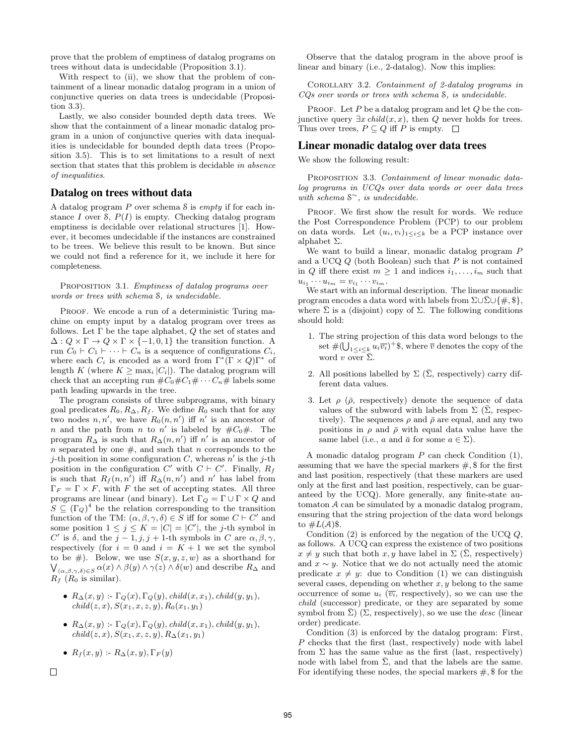prove that the problem of emptiness of datalog programs on trees without data is undecidable (Proposition 3.1).

With respect to (ii), we show that the problem of containment of a linear monadic datalog program in a union of conjunctive queries on data trees is undecidable (Proposition 3.3).

Lastly, we also consider bounded depth data trees. We show that the containment of a linear monadic datalog program in a union of conjunctive queries with data inequalities is undecidable for bounded depth data trees (Proposition 3.5). This is to set limitations to a result of next section that states that this problem is decidable *in absence of inequalities*.

## Datalog on trees without data

A datalog program $P$ over schema $\mathcal{S}$ is *empty* if for each instance $I$ over $\mathcal{S}$, $P(I)$ is empty. Checking datalog program emptiness is decidable over relational structures [1]. However, it becomes undecidable if the instances are constrained to be trees. We believe this result to be known. But since we could not find a reference for it, we include it here for completeness.

PROPOSITION 3.1. *Emptiness of datalog programs over words or trees with schema $\mathcal{S}$, is undecidable.*

PROOF. We encode a run of a deterministic Turing machine on empty input by a datalog program over trees as follows. Let $\Gamma$ be the tape alphabet, $Q$ the set of states and $\Delta : Q \times \Gamma \to Q \times \Gamma \times \{-1, 0, 1\}$ the transition function. A run $C_0 \vdash C_1 \vdash \cdots \vdash C_n$ is a sequence of configurations $C_i$, where each $C_i$ is encoded as a word from $\Gamma^*(\Gamma \times Q)\Gamma^*$ of length $K$ (where $K \geq \max_i |C_i|$). The datalog program will check that an accepting run $\#C_0\#C_1\# \cdots C_n\#$ labels some path leading upwards in the tree.

The program consists of three subprograms, with binary goal predicates $R_0, R_\Delta, R_f$. We define $R_0$ such that for any two nodes $n, n'$, we have $R_0(n, n')$ iff $n'$ is an ancestor of $n$ and the path from $n$ to $n'$ is labeled by $\#C_0\#$. The program $R_\Delta$ is such that $R_\Delta(n, n')$ iff $n'$ is an ancestor of $n$ separated by one $\#$, and such that $n$ corresponds to the $j$-th position in some configuration $C$, whereas $n'$ is the $j$-th position in the configuration $C'$ with $C \vdash C'$. Finally, $R_f$ is such that $R_f(n, n')$ iff $R_\Delta(n, n')$ and $n'$ has label from $\Gamma_F = \Gamma \times F$, with $F$ the set of accepting states. All three programs are linear (and binary). Let $\Gamma_Q = \Gamma \cup \Gamma \times Q$ and $S \subseteq (\Gamma_Q)^4$ be the relation corresponding to the transition function of the TM: $(\alpha, \beta, \gamma, \delta) \in S$ iff for some $C \vdash C'$ and some position $1 \leq j \leq K = |C| = |C'|$, the $j$-th symbol in $C'$ is $\delta$, and the $j-1, j, j+1$-th symbols in $C$ are $\alpha, \beta, \gamma$, respectively (for $i = 0$ and $i = K + 1$ we set the symbol to be $\#$). Below, we use $S(x, y, z, w)$ as a shorthand for $\bigvee_{(\alpha,\beta,\gamma,\delta) \in S} \alpha(x) \wedge \beta(y) \wedge \gamma(z) \wedge \delta(w)$ and describe $R_\Delta$ and $R_f$ ($R_0$ is similar).

- $R_\Delta(x, y)$ :- $\Gamma_Q(x), \Gamma_Q(y), child(x, x_1), child(y, y_1), child(z, x), S(x_1, x, z, y), R_0(x_1, y_1)$
- $R_\Delta(x, y)$ :- $\Gamma_Q(x), \Gamma_Q(y), child(x, x_1), child(y, y_1), child(z, x), S(x_1, x, z, y), R_\Delta(x_1, y_1)$
- $R_f(x, y)$ :- $R_\Delta(x, y), \Gamma_F(y)$

□

Observe that the datalog program in the above proof is linear and binary (i.e., 2-datalog). Now this implies:

COROLLARY 3.2. *Containment of 2-datalog programs in CQs over words or trees with schema $\mathcal{S}$, is undecidable.*

PROOF. Let $P$ be a datalog program and let $Q$ be the conjunctive query $\exists x\, child(x, x)$, then $Q$ never holds for trees. Thus over trees, $P \subseteq Q$ iff $P$ is empty. □

## Linear monadic datalog over data trees

We show the following result:

PROPOSITION 3.3. *Containment of linear monadic datalog programs in UCQs over data words or over data trees with schema $\mathcal{S}^\sim$, is undecidable.*

PROOF. We first show the result for words. We reduce the Post Correspondence Problem (PCP) to our problem on data words. Let $(u_i, v_i)_{1 \leq i \leq k}$ be a PCP instance over alphabet $\Sigma$.

We want to build a linear, monadic datalog program $P$ and a UCQ $Q$ (both Boolean) such that $P$ is not contained in $Q$ iff there exist $m \geq 1$ and indices $i_1, \ldots, i_m$ such that $u_{i_1} \cdots u_{i_m} = v_{i_1} \cdots v_{i_m}$.

We start with an informal description. The linear monadic program encodes a data word with labels from $\Sigma \cup \bar{\Sigma} \cup \{\#, \$\}$, where $\bar{\Sigma}$ is a (disjoint) copy of $\Sigma$. The following conditions should hold:

1. The string projection of this data word belongs to the set $\#(\bigcup_{1 \leq i \leq k} u_i \overline{v_i})^+\$$, where $\overline{v}$ denotes the copy of the word $v$ over $\bar{\Sigma}$.
2. All positions labelled by $\Sigma$ ($\bar{\Sigma}$, respectively) carry different data values.
3. Let $\rho$ ($\bar{\rho}$, respectively) denote the sequence of data values of the subword with labels from $\Sigma$ ($\bar{\Sigma}$, respectively). The sequences $\rho$ and $\bar{\rho}$ are equal, and any two positions in $\rho$ and $\bar{\rho}$ with equal data value have the same label (i.e., $a$ and $\bar{a}$ for some $a \in \Sigma$).

A monadic datalog program $P$ can check Condition (1), assuming that we have the special markers $\#, \$$ for the first and last position, respectively (that these markers are used only at the first and last position, respectively, can be guaranteed by the UCQ). More generally, any finite-state automaton $\mathcal{A}$ can be simulated by a monadic datalog program, ensuring that the string projection of the data word belongs to $\#L(\mathcal{A})\$$.

Condition (2) is enforced by the negation of the UCQ $Q$, as follows. A UCQ can express the existence of two positions $x \neq y$ such that both $x, y$ have label in $\Sigma$ ($\bar{\Sigma}$, respectively) and $x \sim y$. Notice that we do not actually need the atomic predicate $x \neq y$: due to Condition (1) we can distinguish several cases, depending on whether $x, y$ belong to the same occurrence of some $u_i$ ($\overline{v_i}$, respectively), so we can use the *child* (successor) predicate, or they are separated by some symbol from $\bar{\Sigma}$) ($\Sigma$, respectively), so we use the *desc* (linear order) predicate.

Condition (3) is enforced by the datalog program: First, $P$ checks that the first (last, respectively) node with label from $\Sigma$ has the same value as the first (last, respectively) node with label from $\bar{\Sigma}$, and that the labels are the same. For identifying these nodes, the special markers $\#, \$$ for the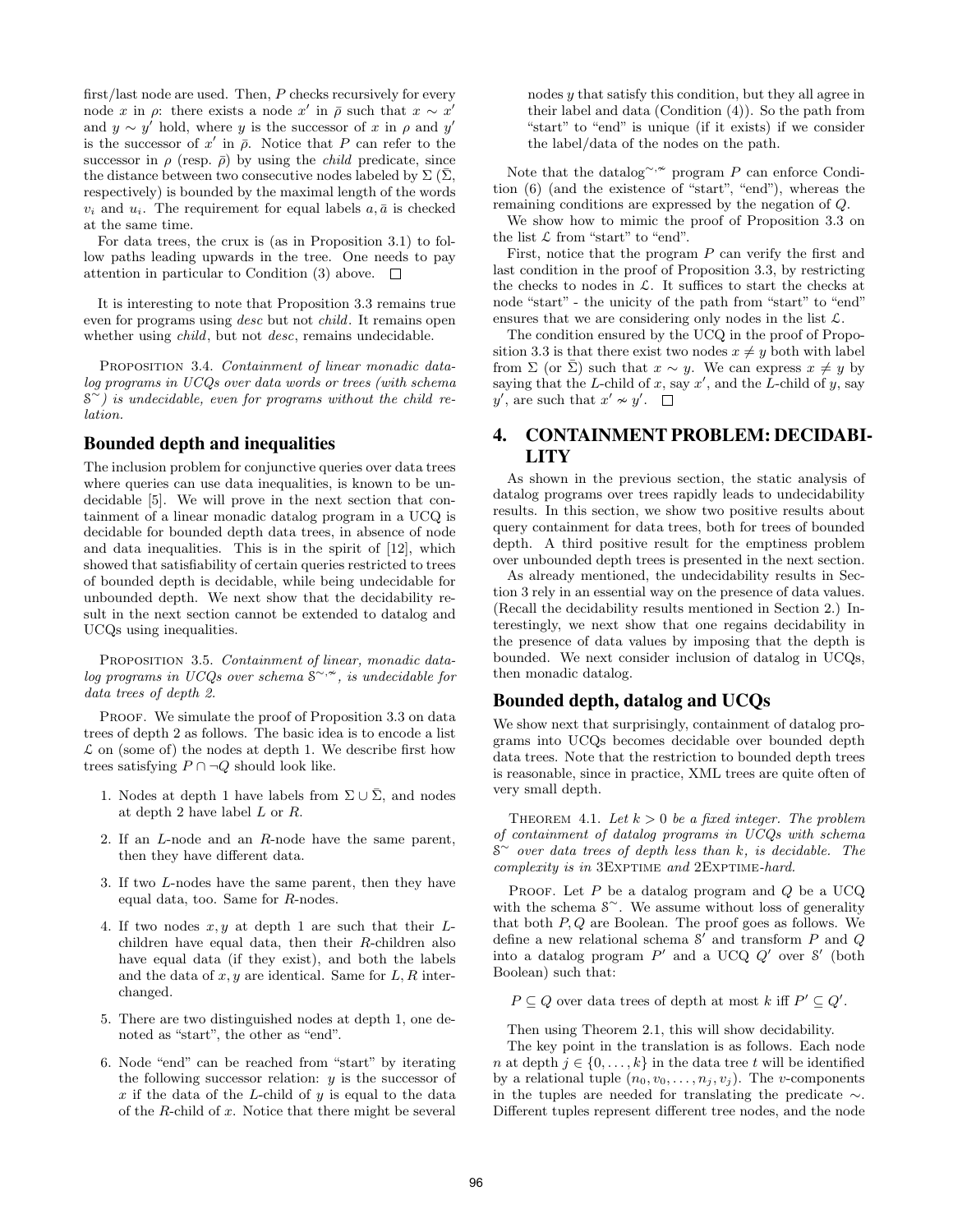first/last node are used. Then, $P$ checks recursively for every node $x$ in $\rho$: there exists a node $x'$ in $\bar{\rho}$ such that $x \sim x'$ and $y \sim y'$ hold, where $y$ is the successor of $x$ in $\rho$ and $y'$ is the successor of $x'$ in $\bar{\rho}$. Notice that $P$ can refer to the successor in $\rho$ (resp. $\bar{\rho}$) by using the *child* predicate, since the distance between two consecutive nodes labeled by $\Sigma$ ($\bar{\Sigma}$, respectively) is bounded by the maximal length of the words $v_i$ and $u_i$. The requirement for equal labels $a, \bar{a}$ is checked at the same time.

For data trees, the crux is (as in Proposition 3.1) to follow paths leading upwards in the tree. One needs to pay attention in particular to Condition (3) above. □

It is interesting to note that Proposition 3.3 remains true even for programs using *desc* but not *child*. It remains open whether using *child*, but not *desc*, remains undecidable.

PROPOSITION 3.4. *Containment of linear monadic datalog programs in UCQs over data words or trees (with schema $\mathcal{S}^{\sim}$) is undecidable, even for programs without the child relation.*

### Bounded depth and inequalities

The inclusion problem for conjunctive queries over data trees where queries can use data inequalities, is known to be undecidable [5]. We will prove in the next section that containment of a linear monadic datalog program in a UCQ is decidable for bounded depth data trees, in absence of node and data inequalities. This is in the spirit of [12], which showed that satisfiability of certain queries restricted to trees of bounded depth is decidable, while being undecidable for unbounded depth. We next show that the decidability result in the next section cannot be extended to datalog and UCQs using inequalities.

PROPOSITION 3.5. *Containment of linear, monadic datalog programs in UCQs over schema $\mathcal{S}^{\sim,\nsim}$, is undecidable for data trees of depth 2.*

PROOF. We simulate the proof of Proposition 3.3 on data trees of depth 2 as follows. The basic idea is to encode a list $\mathcal{L}$ on (some of) the nodes at depth 1. We describe first how trees satisfying $P \cap \neg Q$ should look like.

1. Nodes at depth 1 have labels from $\Sigma \cup \bar{\Sigma}$, and nodes at depth 2 have label $L$ or $R$.
2. If an $L$-node and an $R$-node have the same parent, then they have different data.
3. If two $L$-nodes have the same parent, then they have equal data, too. Same for $R$-nodes.
4. If two nodes $x, y$ at depth 1 are such that their $L$-children have equal data, then their $R$-children also have equal data (if they exist), and both the labels and the data of $x, y$ are identical. Same for $L, R$ interchanged.
5. There are two distinguished nodes at depth 1, one denoted as "start", the other as "end".
6. Node "end" can be reached from "start" by iterating the following successor relation: $y$ is the successor of $x$ if the data of the $L$-child of $y$ is equal to the data of the $R$-child of $x$. Notice that there might be several nodes $y$ that satisfy this condition, but they all agree in their label and data (Condition (4)). So the path from "start" to "end" is unique (if it exists) if we consider the label/data of the nodes on the path.

Note that the datalog$^{\sim,\nsim}$ program $P$ can enforce Condition (6) (and the existence of "start", "end"), whereas the remaining conditions are expressed by the negation of $Q$.

We show how to mimic the proof of Proposition 3.3 on the list $\mathcal{L}$ from "start" to "end".

First, notice that the program $P$ can verify the first and last condition in the proof of Proposition 3.3, by restricting the checks to nodes in $\mathcal{L}$. It suffices to start the checks at node "start" - the unicity of the path from "start" to "end" ensures that we are considering only nodes in the list $\mathcal{L}$.

The condition ensured by the UCQ in the proof of Proposition 3.3 is that there exist two nodes $x \neq y$ both with label from $\Sigma$ (or $\bar{\Sigma}$) such that $x \sim y$. We can express $x \neq y$ by saying that the $L$-child of $x$, say $x'$, and the $L$-child of $y$, say $y'$, are such that $x' \nsim y'$. □

## 4. CONTAINMENT PROBLEM: DECIDABILITY

As shown in the previous section, the static analysis of datalog programs over trees rapidly leads to undecidability results. In this section, we show two positive results about query containment for data trees, both for trees of bounded depth. A third positive result for the emptiness problem over unbounded depth trees is presented in the next section.

As already mentioned, the undecidability results in Section 3 rely in an essential way on the presence of data values. (Recall the decidability results mentioned in Section 2.) Interestingly, we next show that one regains decidability in the presence of data values by imposing that the depth is bounded. We next consider inclusion of datalog in UCQs, then monadic datalog.

### Bounded depth, datalog and UCQs

We show next that surprisingly, containment of datalog programs into UCQs becomes decidable over bounded depth data trees. Note that the restriction to bounded depth trees is reasonable, since in practice, XML trees are quite often of very small depth.

THEOREM 4.1. *Let $k > 0$ be a fixed integer. The problem of containment of datalog programs in UCQs with schema $\mathcal{S}^{\sim}$ over data trees of depth less than $k$, is decidable. The complexity is in* 3EXPTIME *and* 2EXPTIME*-hard.*

PROOF. Let $P$ be a datalog program and $Q$ be a UCQ with the schema $\mathcal{S}^{\sim}$. We assume without loss of generality that both $P, Q$ are Boolean. The proof goes as follows. We define a new relational schema $\mathcal{S}'$ and transform $P$ and $Q$ into a datalog program $P'$ and a UCQ $Q'$ over $\mathcal{S}'$ (both Boolean) such that:

$P \subseteq Q$ over data trees of depth at most $k$ iff $P' \subseteq Q'$.

Then using Theorem 2.1, this will show decidability.

The key point in the translation is as follows. Each node $n$ at depth $j \in \{0, \ldots, k\}$ in the data tree $t$ will be identified by a relational tuple $(n_0, v_0, \ldots, n_j, v_j)$. The $v$-components in the tuples are needed for translating the predicate $\sim$. Different tuples represent different tree nodes, and the node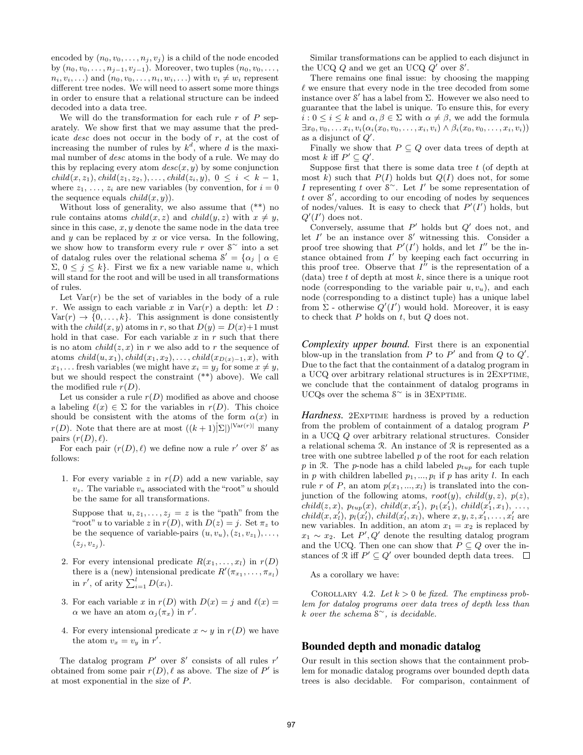encoded by $(n_0, v_0, \ldots, n_j, v_j)$ is a child of the node encoded by $(n_0, v_0, \ldots, n_{j-1}, v_{j-1})$. Moreover, two tuples $(n_0, v_0, \ldots, n_i, v_i, \ldots)$ and $(n_0, v_0, \ldots, n_i, w_i, \ldots)$ with $v_i \neq w_i$ represent different tree nodes. We will need to assert some more things in order to ensure that a relational structure can be indeed decoded into a data tree.

We will do the transformation for each rule $r$ of $P$ separately. We show first that we may assume that the predicate *desc* does not occur in the body of $r$, at the cost of increasing the number of rules by $k^d$, where $d$ is the maximal number of *desc* atoms in the body of a rule. We may do this by replacing every atom $desc(x, y)$ by some conjunction $child(x, z_1), child(z_1, z_2, ), \ldots, child(z_i, y)$, $0 \leq i < k-1$, where $z_1, \ldots, z_i$ are new variables (by convention, for $i = 0$ the sequence equals $child(x, y)$).

Without loss of generality, we also assume that (**) no rule contains atoms $child(x, z)$ and $child(y, z)$ with $x \neq y$, since in this case, $x, y$ denote the same node in the data tree and $y$ can be replaced by $x$ or vice versa. In the following, we show how to transform every rule $r$ over $\mathcal{S}^\sim$ into a set of datalog rules over the relational schema $\mathcal{S}' = \{\alpha_j \mid \alpha \in \Sigma, 0 \leq j \leq k\}$. First we fix a new variable name $u$, which will stand for the root and will be used in all transformations of rules.

Let $\mathrm{Var}(r)$ be the set of variables in the body of a rule $r$. We assign to each variable $x$ in $\mathrm{Var}(r)$ a depth: let $D : \mathrm{Var}(r) \to \{0, \ldots, k\}$. This assignment is done consistently with the $child(x, y)$ atoms in $r$, so that $D(y) = D(x)+1$ must hold in that case. For each variable $x$ in $r$ such that there is no atom $child(z, x)$ in $r$ we also add to $r$ the sequence of atoms $child(u, x_1), child(x_1, x_2), \ldots, child(x_{D(x)-1}, x)$, with $x_1, \ldots$ fresh variables (we might have $x_i = y_j$ for some $x \neq y$, but we should respect the constraint (**) above). We call the modified rule $r(D)$.

Let us consider a rule $r(D)$ modified as above and choose a labeling $\ell(x) \in \Sigma$ for the variables in $r(D)$. This choice should be consistent with the atoms of the form $\alpha(x)$ in $r(D)$. Note that there are at most $((k+1)|\Sigma|)^{|\mathrm{Var}(r)|}$ many pairs $(r(D), \ell)$.

For each pair $(r(D), \ell)$ we define now a rule $r'$ over $\mathcal{S}'$ as follows:

1. For every variable $z$ in $r(D)$ add a new variable, say $v_z$. The variable $v_u$ associated with the "root" $u$ should be the same for all transformations.

   Suppose that $u, z_1, \ldots, z_j = z$ is the "path" from the "root" $u$ to variable $z$ in $r(D)$, with $D(z) = j$. Set $\pi_z$ to be the sequence of variable-pairs $(u, v_u), (z_1, v_{z_1}), \ldots, (z_j, v_{z_j})$.

2. For every intensional predicate $R(x_1, \ldots, x_l)$ in $r(D)$ there is a (new) intensional predicate $R'(\pi_{x_1}, \ldots, \pi_{x_l})$ in $r'$, of arity $\sum_{i=1}^{l} D(x_i)$.

3. For each variable $x$ in $r(D)$ with $D(x) = j$ and $\ell(x) = \alpha$ we have an atom $\alpha_j(\pi_x)$ in $r'$.

4. For every intensional predicate $x \sim y$ in $r(D)$ we have the atom $v_x = v_y$ in $r'$.

The datalog program $P'$ over $\mathcal{S}'$ consists of all rules $r'$ obtained from some pair $r(D), \ell$ as above. The size of $P'$ is at most exponential in the size of $P$.

Similar transformations can be applied to each disjunct in the UCQ $Q$ and we get an UCQ $Q'$ over $\mathcal{S}'$.

There remains one final issue: by choosing the mapping $\ell$ we ensure that every node in the tree decoded from some instance over $\mathcal{S}'$ has a label from $\Sigma$. However we also need to guarantee that the label is unique. To ensure this, for every $i : 0 \leq i \leq k$ and $\alpha, \beta \in \Sigma$ with $\alpha \neq \beta$, we add the formula $\exists x_0, v_0, \ldots x_i, v_i(\alpha_i(x_0, v_0, \ldots, x_i, v_i) \wedge \beta_i(x_0, v_0, \ldots, x_i, v_i))$ as a disjunct of $Q'$.

Finally we show that $P \subseteq Q$ over data trees of depth at most $k$ iff $P' \subseteq Q'$.

Suppose first that there is some data tree $t$ (of depth at most $k$) such that $P(I)$ holds but $Q(I)$ does not, for some $I$ representing $t$ over $\mathcal{S}^\sim$. Let $I'$ be some representation of $t$ over $\mathcal{S}'$, according to our encoding of nodes by sequences of nodes/values. It is easy to check that $P'(I')$ holds, but $Q'(I')$ does not.

Conversely, assume that $P'$ holds but $Q'$ does not, and let $I'$ be an instance over $\mathcal{S}'$ witnessing this. Consider a proof tree showing that $P'(I')$ holds, and let $I''$ be the instance obtained from $I'$ by keeping each fact occurring in this proof tree. Observe that $I''$ is the representation of a (data) tree $t$ of depth at most $k$, since there is a unique root node (corresponding to the variable pair $u, v_u$), and each node (corresponding to a distinct tuple) has a unique label from $\Sigma$ - otherwise $Q'(I')$ would hold. Moreover, it is easy to check that $P$ holds on $t$, but $Q$ does not.

***Complexity upper bound.*** First there is an exponential blow-up in the translation from $P$ to $P'$ and from $Q$ to $Q'$. Due to the fact that the containment of a datalog program in a UCQ over arbitrary relational structures is in 2EXPTIME, we conclude that the containment of datalog programs in UCQs over the schema $\mathcal{S}^\sim$ is in 3EXPTIME.

***Hardness.*** 2EXPTIME hardness is proved by a reduction from the problem of containment of a datalog program $P$ in a UCQ $Q$ over arbitrary relational structures. Consider a relational schema $\mathcal{R}$. An instance of $\mathcal{R}$ is represented as a tree with one subtree labelled $p$ of the root for each relation $p$ in $\mathcal{R}$. The $p$-node has a child labeled $p_{tup}$ for each tuple in $p$ with children labelled $p_1, \ldots, p_l$ if $p$ has arity $l$. In each rule $r$ of $P$, an atom $p(x_1, \ldots, x_l)$ is translated into the conjunction of the following atoms, $root(y)$, $child(y, z)$, $p(z)$, $child(z, x)$, $p_{tup}(x)$, $child(x, x'_1)$, $p_1(x'_1)$, $child(x'_1, x_1)$, $\ldots$, $child(x, x'_l)$, $p_l(x'_l)$, $child(x'_l, x_l)$, where $x, y, z, x'_1, \ldots, x'_l$ are new variables. In addition, an atom $x_1 = x_2$ is replaced by $x_1 \sim x_2$. Let $P', Q'$ denote the resulting datalog program and the UCQ. Then one can show that $P \subseteq Q$ over the instances of $\mathcal{R}$ iff $P' \subseteq Q'$ over bounded depth data trees. $\square$

As a corollary we have:

COROLLARY 4.2. *Let $k > 0$ be fixed. The emptiness problem for datalog programs over data trees of depth less than $k$ over the schema $\mathcal{S}^\sim$, is decidable.*

## Bounded depth and monadic datalog

Our result in this section shows that the containment problem for monadic datalog programs over bounded depth data trees is also decidable. For comparison, containment of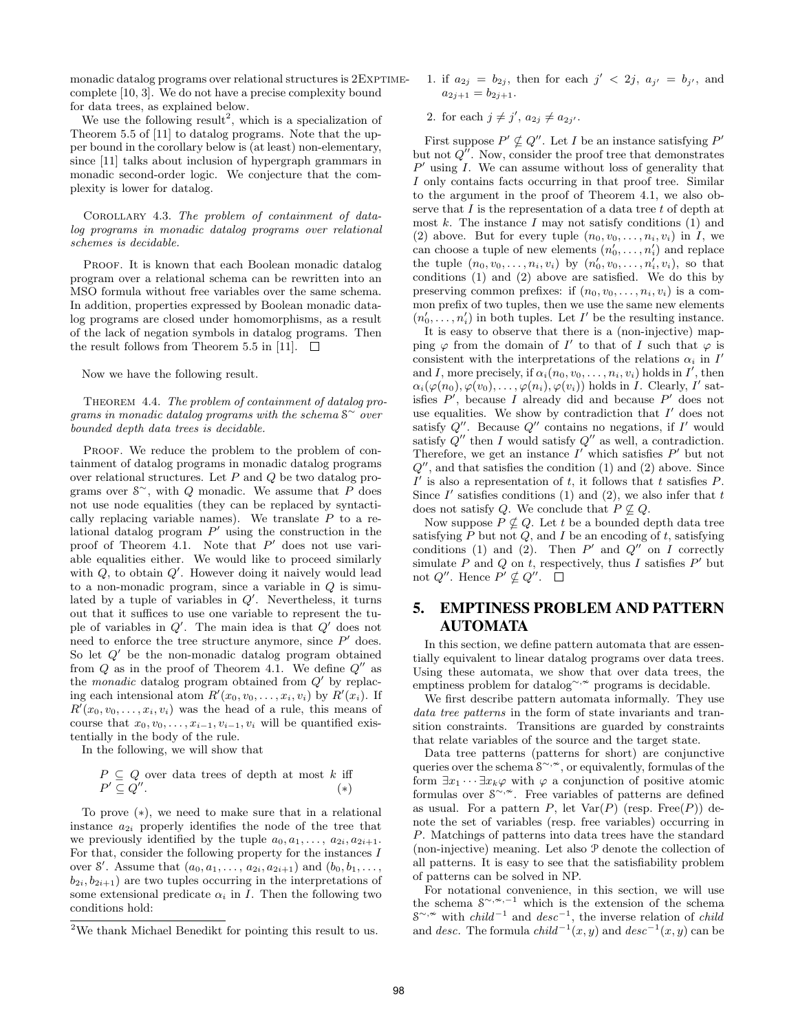monadic datalog programs over relational structures is 2EXPTIME-complete [10, 3]. We do not have a precise complexity bound for data trees, as explained below.

We use the following result[2], which is a specialization of Theorem 5.5 of [11] to datalog programs. Note that the upper bound in the corollary below is (at least) non-elementary, since [11] talks about inclusion of hypergraph grammars in monadic second-order logic. We conjecture that the complexity is lower for datalog.

COROLLARY 4.3. *The problem of containment of datalog programs in monadic datalog programs over relational schemes is decidable.*

PROOF. It is known that each Boolean monadic datalog program over a relational schema can be rewritten into an MSO formula without free variables over the same schema. In addition, properties expressed by Boolean monadic datalog programs are closed under homomorphisms, as a result of the lack of negation symbols in datalog programs. Then the result follows from Theorem 5.5 in [11]. □

Now we have the following result.

THEOREM 4.4. *The problem of containment of datalog programs in monadic datalog programs with the schema $\mathcal{S}^{\sim}$ over bounded depth data trees is decidable.*

PROOF. We reduce the problem to the problem of containment of datalog programs in monadic datalog programs over relational structures. Let $P$ and $Q$ be two datalog programs over $\mathcal{S}^{\sim}$, with $Q$ monadic. We assume that $P$ does not use node equalities (they can be replaced by syntactically replacing variable names). We translate $P$ to a relational datalog program $P'$ using the construction in the proof of Theorem 4.1. Note that $P'$ does not use variable equalities either. We would like to proceed similarly with $Q$, to obtain $Q'$. However doing it naively would lead to a non-monadic program, since a variable in $Q$ is simulated by a tuple of variables in $Q'$. Nevertheless, it turns out that it suffices to use one variable to represent the tuple of variables in $Q'$. The main idea is that $Q'$ does not need to enforce the tree structure anymore, since $P'$ does. So let $Q'$ be the non-monadic datalog program obtained from $Q$ as in the proof of Theorem 4.1. We define $Q''$ as the *monadic* datalog program obtained from $Q'$ by replacing each intensional atom $R'(x_0, v_0, \ldots, x_i, v_i)$ by $R'(x_i)$. If $R'(x_0, v_0, \ldots, x_i, v_i)$ was the head of a rule, this means of course that $x_0, v_0, \ldots, x_{i-1}, v_{i-1}, v_i$ will be quantified existentially in the body of the rule.

In the following, we will show that

$P \subseteq Q$ over data trees of depth at most $k$ iff $P' \subseteq Q''$. $\quad (*)$

To prove $(*)$, we need to make sure that in a relational instance $a_{2i}$ properly identifies the node of the tree that we previously identified by the tuple $a_0, a_1, \ldots, a_{2i}, a_{2i+1}$. For that, consider the following property for the instances $I$ over $\mathcal{S}'$. Assume that $(a_0, a_1, \ldots, a_{2i}, a_{2i+1})$ and $(b_0, b_1, \ldots, b_{2i}, b_{2i+1})$ are two tuples occurring in the interpretations of some extensional predicate $\alpha_i$ in $I$. Then the following two conditions hold:

1. if $a_{2j} = b_{2j}$, then for each $j' < 2j$, $a_{j'} = b_{j'}$, and $a_{2j+1} = b_{2j+1}$.
2. for each $j \neq j'$, $a_{2j} \neq a_{2j'}$.

First suppose $P' \not\subseteq Q''$. Let $I$ be an instance satisfying $P'$ but not $Q''$. Now, consider the proof tree that demonstrates $P'$ using $I$. We can assume without loss of generality that $I$ only contains facts occurring in that proof tree. Similar to the argument in the proof of Theorem 4.1, we also observe that $I$ is the representation of a data tree $t$ of depth at most $k$. The instance $I$ may not satisfy conditions (1) and (2) above. But for every tuple $(n_0, v_0, \ldots, n_i, v_i)$ in $I$, we can choose a tuple of new elements $(n'_0, \ldots, n'_i)$ and replace the tuple $(n_0, v_0, \ldots, n_i, v_i)$ by $(n'_0, v_0, \ldots, n'_i, v_i)$, so that conditions (1) and (2) above are satisfied. We do this by preserving common prefixes: if $(n_0, v_0, \ldots, n_i, v_i)$ is a common prefix of two tuples, then we use the same new elements $(n'_0, \ldots, n'_i)$ in both tuples. Let $I'$ be the resulting instance.

It is easy to observe that there is a (non-injective) mapping $\varphi$ from the domain of $I'$ to that of $I$ such that $\varphi$ is consistent with the interpretations of the relations $\alpha_i$ in $I'$ and $I$, more precisely, if $\alpha_i(n_0, v_0, \ldots, n_i, v_i)$ holds in $I'$, then $\alpha_i(\varphi(n_0), \varphi(v_0), \ldots, \varphi(n_i), \varphi(v_i))$ holds in $I$. Clearly, $I'$ satisfies $P'$, because $I$ already did and because $P'$ does not use equalities. We show by contradiction that $I'$ does not satisfy $Q''$. Because $Q''$ contains no negations, if $I'$ would satisfy $Q''$ then $I$ would satisfy $Q''$ as well, a contradiction. Therefore, we get an instance $I'$ which satisfies $P'$ but not $Q''$, and that satisfies the condition (1) and (2) above. Since $I'$ is also a representation of $t$, it follows that $t$ satisfies $P$. Since $I'$ satisfies conditions (1) and (2), we also infer that $t$ does not satisfy $Q$. We conclude that $P \not\subseteq Q$.

Now suppose $P \not\subseteq Q$. Let $t$ be a bounded depth data tree satisfying $P$ but not $Q$, and $I$ be an encoding of $t$, satisfying conditions (1) and (2). Then $P'$ and $Q''$ on $I$ correctly simulate $P$ and $Q$ on $t$, respectively, thus $I$ satisfies $P'$ but not $Q''$. Hence $P' \not\subseteq Q''$. □

## 5. EMPTINESS PROBLEM AND PATTERN AUTOMATA

In this section, we define pattern automata that are essentially equivalent to linear datalog programs over data trees. Using these automata, we show that over data trees, the emptiness problem for datalog$^{\sim,\nsim}$ programs is decidable.

We first describe pattern automata informally. They use *data tree patterns* in the form of state invariants and transition constraints. Transitions are guarded by constraints that relate variables of the source and the target state.

Data tree patterns (patterns for short) are conjunctive queries over the schema $\mathcal{S}^{\sim,\nsim}$, or equivalently, formulas of the form $\exists x_1 \cdots \exists x_k \varphi$ with $\varphi$ a conjunction of positive atomic formulas over $\mathcal{S}^{\sim,\nsim}$. Free variables of patterns are defined as usual. For a pattern $P$, let $\text{Var}(P)$ (resp. $\text{Free}(P)$) denote the set of variables (resp. free variables) occurring in $P$. Matchings of patterns into data trees have the standard (non-injective) meaning. Let also $\mathcal{P}$ denote the collection of all patterns. It is easy to see that the satisfiability problem of patterns can be solved in NP.

For notational convenience, in this section, we will use the schema $\mathcal{S}^{\sim,\nsim,-1}$ which is the extension of the schema $\mathcal{S}^{\sim,\nsim}$ with *child*$^{-1}$ and *desc*$^{-1}$, the inverse relation of *child* and *desc*. The formula *child*$^{-1}(x, y)$ and *desc*$^{-1}(x, y)$ can be

[2] We thank Michael Benedikt for pointing this result to us.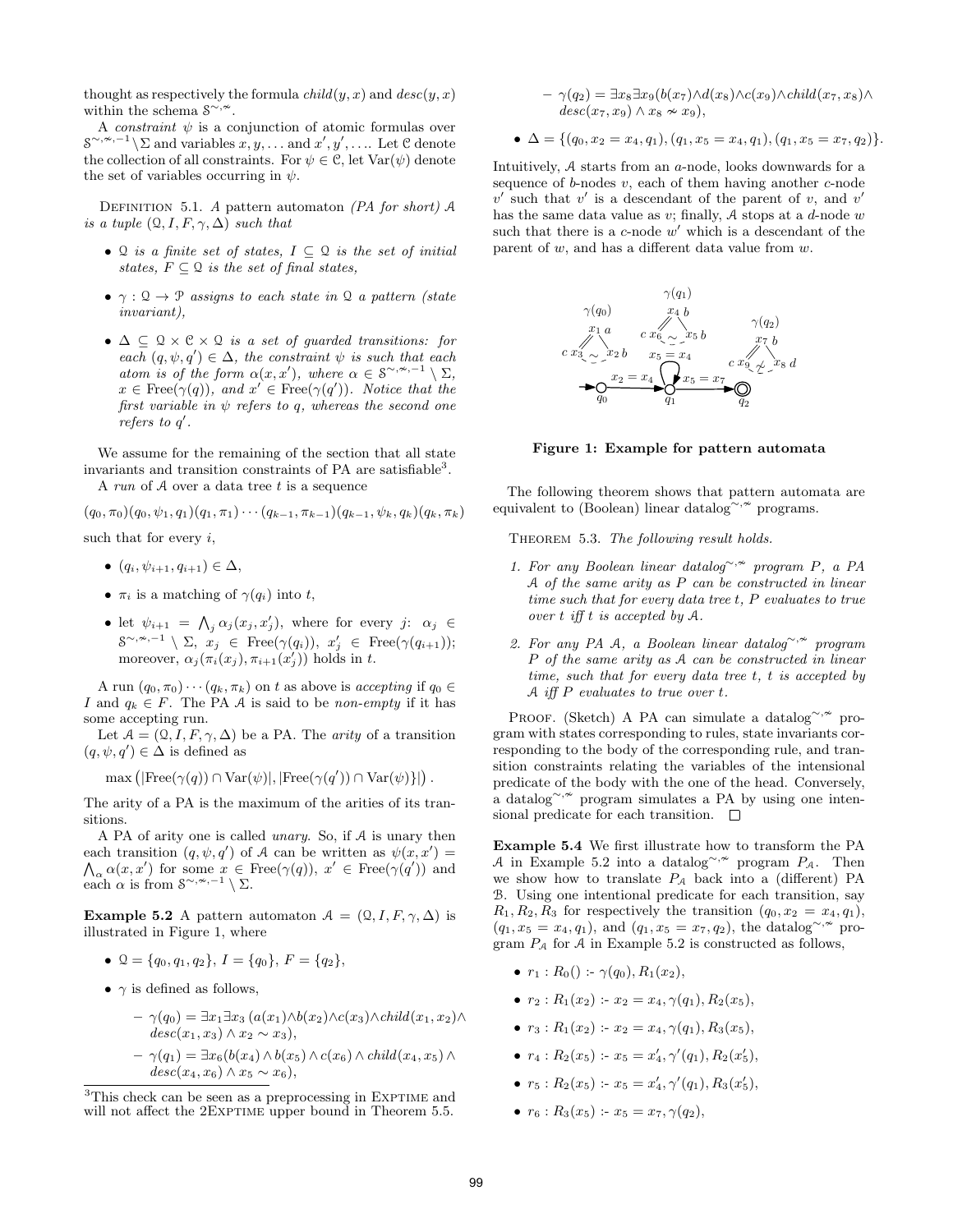thought as respectively the formula $child(y, x)$ and $desc(y, x)$ within the schema $\mathcal{S}^{\sim,\nsim}$.

A *constraint* $\psi$ is a conjunction of atomic formulas over $\mathcal{S}^{\sim,\nsim,-1} \setminus \Sigma$ and variables $x, y, \ldots$ and $x', y', \ldots$. Let $\mathcal{C}$ denote the collection of all constraints. For $\psi \in \mathcal{C}$, let $\mathrm{Var}(\psi)$ denote the set of variables occurring in $\psi$.

Definition 5.1. *A pattern automaton (PA for short) $\mathcal{A}$ is a tuple $(\mathcal{Q}, I, F, \gamma, \Delta)$ such that*

- *$\mathcal{Q}$ is a finite set of states, $I \subseteq \mathcal{Q}$ is the set of initial states, $F \subseteq \mathcal{Q}$ is the set of final states,*
- *$\gamma : \mathcal{Q} \to \mathcal{P}$ assigns to each state in $\mathcal{Q}$ a pattern (state invariant),*
- *$\Delta \subseteq \mathcal{Q} \times \mathcal{C} \times \mathcal{Q}$ is a set of guarded transitions: for each $(q, \psi, q') \in \Delta$, the constraint $\psi$ is such that each atom is of the form $\alpha(x, x')$, where $\alpha \in \mathcal{S}^{\sim,\nsim,-1} \setminus \Sigma$, $x \in \mathrm{Free}(\gamma(q))$, and $x' \in \mathrm{Free}(\gamma(q'))$. Notice that the first variable in $\psi$ refers to $q$, whereas the second one refers to $q'$.*

We assume for the remaining of the section that all state invariants and transition constraints of PA are satisfiable[3].

A *run* of $\mathcal{A}$ over a data tree $t$ is a sequence

$$(q_0, \pi_0)(q_0, \psi_1, q_1)(q_1, \pi_1) \cdots (q_{k-1}, \pi_{k-1})(q_{k-1}, \psi_k, q_k)(q_k, \pi_k)$$

such that for every $i$,

- $(q_i, \psi_{i+1}, q_{i+1}) \in \Delta$,
- $\pi_i$ is a matching of $\gamma(q_i)$ into $t$,
- let $\psi_{i+1} = \bigwedge_j \alpha_j(x_j, x'_j)$, where for every $j$: $\alpha_j \in \mathcal{S}^{\sim,\nsim,-1} \setminus \Sigma$, $x_j \in \mathrm{Free}(\gamma(q_i))$, $x'_j \in \mathrm{Free}(\gamma(q_{i+1}))$; moreover, $\alpha_j(\pi_i(x_j), \pi_{i+1}(x'_j))$ holds in $t$.

A run $(q_0, \pi_0) \cdots (q_k, \pi_k)$ on $t$ as above is *accepting* if $q_0 \in I$ and $q_k \in F$. The PA $\mathcal{A}$ is said to be *non-empty* if it has some accepting run.

Let $\mathcal{A} = (\mathcal{Q}, I, F, \gamma, \Delta)$ be a PA. The *arity* of a transition $(q, \psi, q') \in \Delta$ is defined as

$$\max\left(|\mathrm{Free}(\gamma(q)) \cap \mathrm{Var}(\psi)|, |\mathrm{Free}(\gamma(q')) \cap \mathrm{Var}(\psi)\}|\right).$$

The arity of a PA is the maximum of the arities of its transitions.

A PA of arity one is called *unary*. So, if $\mathcal{A}$ is unary then each transition $(q, \psi, q')$ of $\mathcal{A}$ can be written as $\psi(x, x') = \bigwedge_\alpha \alpha(x, x')$ for some $x \in \mathrm{Free}(\gamma(q))$, $x' \in \mathrm{Free}(\gamma(q'))$ and each $\alpha$ is from $\mathcal{S}^{\sim,\nsim,-1} \setminus \Sigma$.

**Example 5.2** A pattern automaton $\mathcal{A} = (\mathcal{Q}, I, F, \gamma, \Delta)$ is illustrated in Figure 1, where

- $\mathcal{Q} = \{q_0, q_1, q_2\}$, $I = \{q_0\}$, $F = \{q_2\}$,
- $\gamma$ is defined as follows,
  - $\gamma(q_0) = \exists x_1 \exists x_3\, (a(x_1) \wedge b(x_2) \wedge c(x_3) \wedge child(x_1, x_2) \wedge desc(x_1, x_3) \wedge x_2 \sim x_3)$,
  - $\gamma(q_1) = \exists x_6 (b(x_4) \wedge b(x_5) \wedge c(x_6) \wedge child(x_4, x_5) \wedge desc(x_4, x_6) \wedge x_5 \sim x_6)$,
  - $\gamma(q_2) = \exists x_8 \exists x_9 (b(x_7) \wedge d(x_8) \wedge c(x_9) \wedge child(x_7, x_8) \wedge desc(x_7, x_9) \wedge x_8 \nsim x_9)$,
- $\Delta = \{(q_0, x_2 = x_4, q_1), (q_1, x_5 = x_4, q_1), (q_1, x_5 = x_7, q_2)\}$.

Intuitively, $\mathcal{A}$ starts from an $a$-node, looks downwards for a sequence of $b$-nodes $v$, each of them having another $c$-node $v'$ such that $v'$ is a descendant of the parent of $v$, and $v'$ has the same data value as $v$; finally, $\mathcal{A}$ stops at a $d$-node $w$ such that there is a $c$-node $w'$ which is a descendant of the parent of $w$, and has a different data value from $w$.

**Figure 1: Example for pattern automata**

The following theorem shows that pattern automata are equivalent to (Boolean) linear datalog$^{\sim,\nsim}$ programs.

Theorem 5.3. *The following result holds.*

1. *For any Boolean linear datalog$^{\sim,\nsim}$ program $P$, a PA $\mathcal{A}$ of the same arity as $P$ can be constructed in linear time such that for every data tree $t$, $P$ evaluates to true over $t$ iff $t$ is accepted by $\mathcal{A}$.*
2. *For any PA $\mathcal{A}$, a Boolean linear datalog$^{\sim,\nsim}$ program $P$ of the same arity as $\mathcal{A}$ can be constructed in linear time, such that for every data tree $t$, $t$ is accepted by $\mathcal{A}$ iff $P$ evaluates to true over $t$.*

Proof. (Sketch) A PA can simulate a datalog$^{\sim,\nsim}$ program with states corresponding to rules, state invariants corresponding to the body of the corresponding rule, and transition constraints relating the variables of the intensional predicate of the body with the one of the head. Conversely, a datalog$^{\sim,\nsim}$ program simulates a PA by using one intensional predicate for each transition. □

**Example 5.4** We first illustrate how to transform the PA $\mathcal{A}$ in Example 5.2 into a datalog$^{\sim,\nsim}$ program $P_\mathcal{A}$. Then we show how to translate $P_\mathcal{A}$ back into a (different) PA $\mathcal{B}$. Using one intentional predicate for each transition, say $R_1, R_2, R_3$ for respectively the transition $(q_0, x_2 = x_4, q_1)$, $(q_1, x_5 = x_4, q_1)$, and $(q_1, x_5 = x_7, q_2)$, the datalog$^{\sim,\nsim}$ program $P_\mathcal{A}$ for $\mathcal{A}$ in Example 5.2 is constructed as follows,

- $r_1 : R_0()$ :- $\gamma(q_0), R_1(x_2)$,
- $r_2 : R_1(x_2)$ :- $x_2 = x_4, \gamma(q_1), R_2(x_5)$,
- $r_3 : R_1(x_2)$ :- $x_2 = x_4, \gamma(q_1), R_3(x_5)$,
- $r_4 : R_2(x_5)$ :- $x_5 = x'_4, \gamma'(q_1), R_2(x'_5)$,
- $r_5 : R_2(x_5)$ :- $x_5 = x'_4, \gamma'(q_1), R_3(x'_5)$,
- $r_6 : R_3(x_5)$ :- $x_5 = x_7, \gamma(q_2)$,

[3] This check can be seen as a preprocessing in EXPTIME and will not affect the 2EXPTIME upper bound in Theorem 5.5.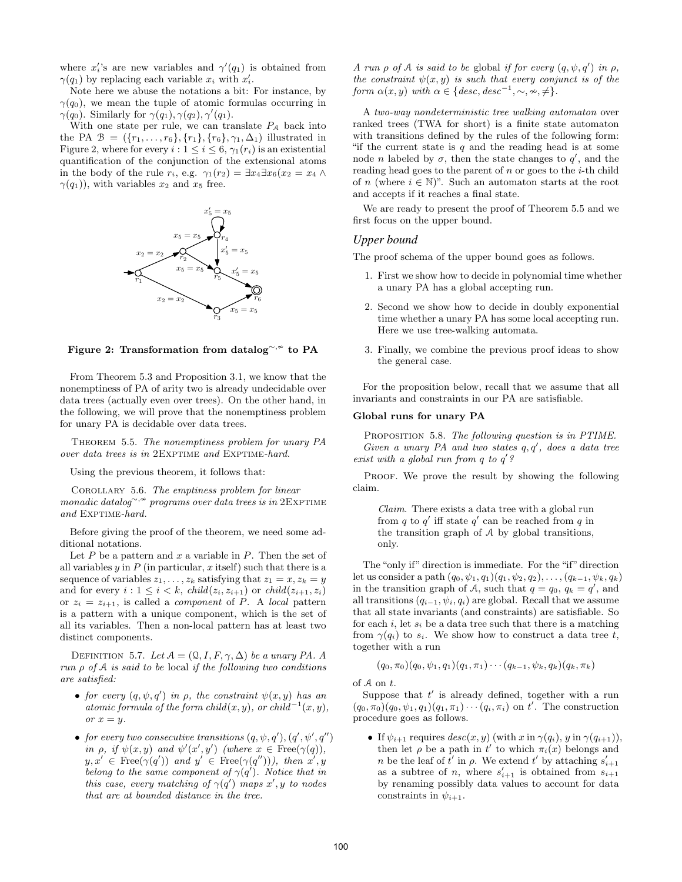where $x_i'$'s are new variables and $\gamma'(q_1)$ is obtained from $\gamma(q_1)$ by replacing each variable $x_i$ with $x_i'$.

Note here we abuse the notations a bit: For instance, by $\gamma(q_0)$, we mean the tuple of atomic formulas occurring in $\gamma(q_0)$. Similarly for $\gamma(q_1), \gamma(q_2), \gamma'(q_1)$.

With one state per rule, we can translate $P_\mathcal{A}$ back into the PA $\mathcal{B} = (\{r_1, \ldots, r_6\}, \{r_1\}, \{r_6\}, \gamma_1, \Delta_1)$ illustrated in Figure 2, where for every $i : 1 \leq i \leq 6$, $\gamma_1(r_i)$ is an existential quantification of the conjunction of the extensional atoms in the body of the rule $r_i$, e.g. $\gamma_1(r_2) = \exists x_4 \exists x_6 (x_2 = x_4 \wedge \gamma(q_1))$, with variables $x_2$ and $x_5$ free.

**Figure 2: Transformation from datalog$^{\sim,\nsim}$ to PA**

From Theorem 5.3 and Proposition 3.1, we know that the nonemptiness of PA of arity two is already undecidable over data trees (actually even over trees). On the other hand, in the following, we will prove that the nonemptiness problem for unary PA is decidable over data trees.

THEOREM 5.5. *The nonemptiness problem for unary PA over data trees is in* 2EXPTIME *and* EXPTIME*-hard.*

Using the previous theorem, it follows that:

COROLLARY 5.6. *The emptiness problem for linear monadic datalog$^{\sim,\nsim}$ programs over data trees is in* 2EXPTIME *and* EXPTIME*-hard.*

Before giving the proof of the theorem, we need some additional notations.

Let $P$ be a pattern and $x$ a variable in $P$. Then the set of all variables $y$ in $P$ (in particular, $x$ itself) such that there is a sequence of variables $z_1, \ldots, z_k$ satisfying that $z_1 = x, z_k = y$ and for every $i : 1 \leq i < k$, $child(z_i, z_{i+1})$ or $child(z_{i+1}, z_i)$ or $z_i = z_{i+1}$, is called a *component* of $P$. A *local* pattern is a pattern with a unique component, which is the set of all its variables. Then a non-local pattern has at least two distinct components.

DEFINITION 5.7. *Let $\mathcal{A} = (\mathcal{Q}, I, F, \gamma, \Delta)$ be a unary PA. A run $\rho$ of $\mathcal{A}$ is said to be* local *if the following two conditions are satisfied:*

- *for every $(q, \psi, q')$ in $\rho$, the constraint $\psi(x, y)$ has an atomic formula of the form $child(x, y)$, or $child^{-1}(x, y)$, or $x = y$.*
- *for every two consecutive transitions $(q, \psi, q'), (q', \psi', q'')$ in $\rho$, if $\psi(x, y)$ and $\psi'(x', y')$ (where $x \in \text{Free}(\gamma(q))$, $y, x' \in \text{Free}(\gamma(q'))$ and $y' \in \text{Free}(\gamma(q''))$), then $x', y$ belong to the same component of $\gamma(q')$. Notice that in this case, every matching of $\gamma(q')$ maps $x', y$ to nodes that are at bounded distance in the tree.*

*A run $\rho$ of $\mathcal{A}$ is said to be* global *if for every $(q, \psi, q')$ in $\rho$, the constraint $\psi(x, y)$ is such that every conjunct is of the form $\alpha(x, y)$ with $\alpha \in \{desc, desc^{-1}, \sim, \nsim, \neq\}$.*

A *two-way nondeterministic tree walking automaton* over ranked trees (TWA for short) is a finite state automaton with transitions defined by the rules of the following form: "if the current state is $q$ and the reading head is at some node $n$ labeled by $\sigma$, then the state changes to $q'$, and the reading head goes to the parent of $n$ or goes to the $i$-th child of $n$ (where $i \in \mathbb{N}$)". Such an automaton starts at the root and accepts if it reaches a final state.

We are ready to present the proof of Theorem 5.5 and we first focus on the upper bound.

### *Upper bound*

The proof schema of the upper bound goes as follows.

1. First we show how to decide in polynomial time whether a unary PA has a global accepting run.
2. Second we show how to decide in doubly exponential time whether a unary PA has some local accepting run. Here we use tree-walking automata.
3. Finally, we combine the previous proof ideas to show the general case.

For the proposition below, recall that we assume that all invariants and constraints in our PA are satisfiable.

**Global runs for unary PA**

PROPOSITION 5.8. *The following question is in PTIME. Given a unary PA and two states $q, q'$, does a data tree exist with a global run from $q$ to $q'$?*

PROOF. We prove the result by showing the following claim.

> *Claim.* There exists a data tree with a global run from $q$ to $q'$ iff state $q'$ can be reached from $q$ in the transition graph of $\mathcal{A}$ by global transitions, only.

The "only if" direction is immediate. For the "if" direction let us consider a path $(q_0, \psi_1, q_1)(q_1, \psi_2, q_2), \ldots, (q_{k-1}, \psi_k, q_k)$ in the transition graph of $\mathcal{A}$, such that $q = q_0$, $q_k = q'$, and all transitions $(q_{i-1}, \psi_i, q_i)$ are global. Recall that we assume that all state invariants (and constraints) are satisfiable. So for each $i$, let $s_i$ be a data tree such that there is a matching from $\gamma(q_i)$ to $s_i$. We show how to construct a data tree $t$, together with a run

$$(q_0, \pi_0)(q_0, \psi_1, q_1)(q_1, \pi_1) \cdots (q_{k-1}, \psi_k, q_k)(q_k, \pi_k)$$

of $\mathcal{A}$ on $t$.

Suppose that $t'$ is already defined, together with a run $(q_0, \pi_0)(q_0, \psi_1, q_1)(q_1, \pi_1) \cdots (q_i, \pi_i)$ on $t'$. The construction procedure goes as follows.

- If $\psi_{i+1}$ requires $desc(x, y)$ (with $x$ in $\gamma(q_i)$, $y$ in $\gamma(q_{i+1})$), then let $\rho$ be a path in $t'$ to which $\pi_i(x)$ belongs and $n$ be the leaf of $t'$ in $\rho$. We extend $t'$ by attaching $s'_{i+1}$ as a subtree of $n$, where $s'_{i+1}$ is obtained from $s_{i+1}$ by renaming possibly data values to account for data constraints in $\psi_{i+1}$.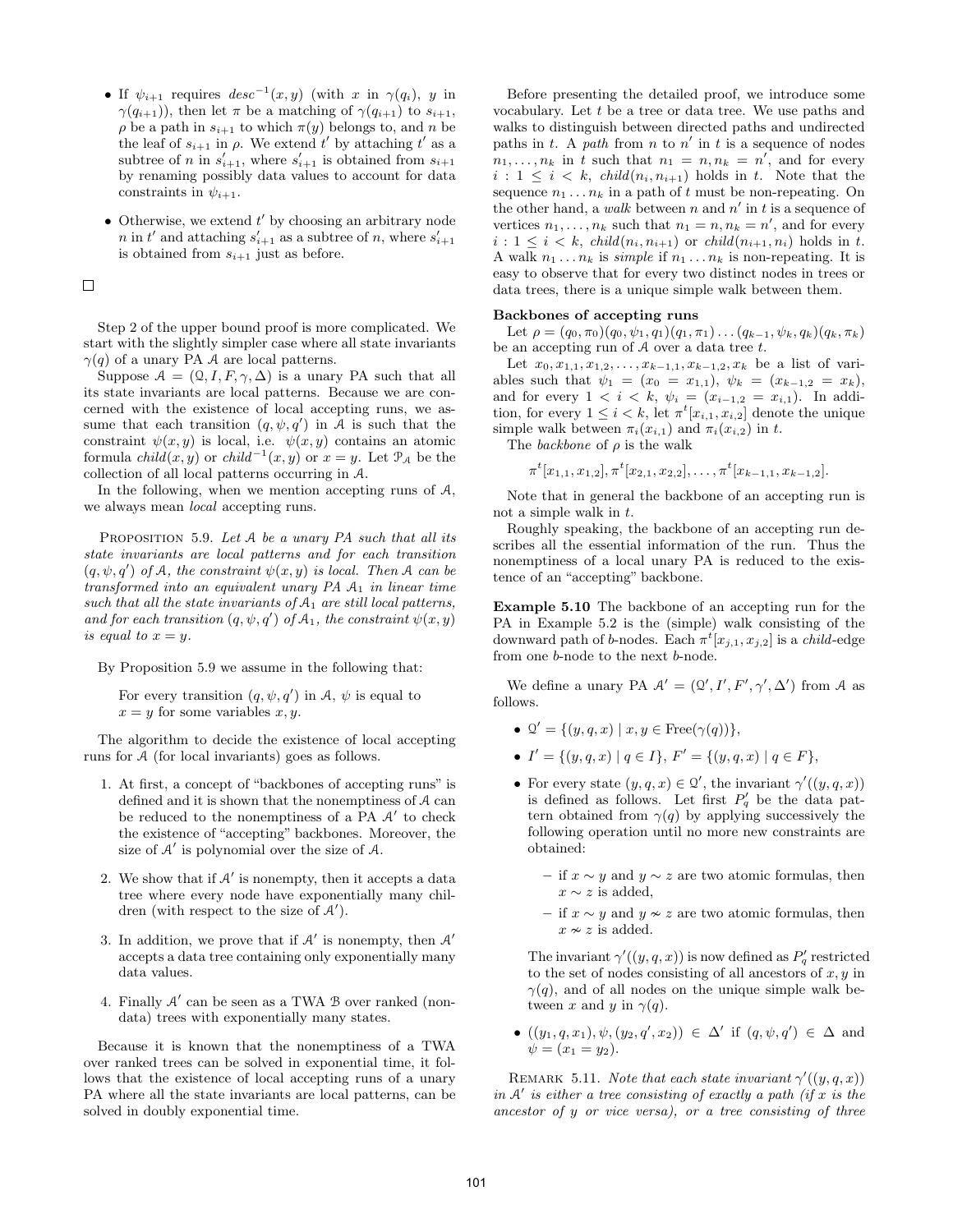- If $\psi_{i+1}$ requires $desc^{-1}(x, y)$ (with $x$ in $\gamma(q_i)$, $y$ in $\gamma(q_{i+1})$), then let $\pi$ be a matching of $\gamma(q_{i+1})$ to $s_{i+1}$, $\rho$ be a path in $s_{i+1}$ to which $\pi(y)$ belongs to, and $n$ be the leaf of $s_{i+1}$ in $\rho$. We extend $t'$ by attaching $t'$ as a subtree of $n$ in $s'_{i+1}$, where $s'_{i+1}$ is obtained from $s_{i+1}$ by renaming possibly data values to account for data constraints in $\psi_{i+1}$.
- Otherwise, we extend $t'$ by choosing an arbitrary node $n$ in $t'$ and attaching $s'_{i+1}$ as a subtree of $n$, where $s'_{i+1}$ is obtained from $s_{i+1}$ just as before.

□

Step 2 of the upper bound proof is more complicated. We start with the slightly simpler case where all state invariants $\gamma(q)$ of a unary PA $\mathcal{A}$ are local patterns.

Suppose $\mathcal{A} = (\mathcal{Q}, I, F, \gamma, \Delta)$ is a unary PA such that all its state invariants are local patterns. Because we are concerned with the existence of local accepting runs, we assume that each transition $(q, \psi, q')$ in $\mathcal{A}$ is such that the constraint $\psi(x, y)$ is local, i.e. $\psi(x, y)$ contains an atomic formula $child(x, y)$ or $child^{-1}(x, y)$ or $x = y$. Let $\mathcal{P}_{\mathcal{A}}$ be the collection of all local patterns occurring in $\mathcal{A}$.

In the following, when we mention accepting runs of $\mathcal{A}$, we always mean *local* accepting runs.

PROPOSITION 5.9. *Let $\mathcal{A}$ be a unary PA such that all its state invariants are local patterns and for each transition $(q, \psi, q')$ of $\mathcal{A}$, the constraint $\psi(x, y)$ is local. Then $\mathcal{A}$ can be transformed into an equivalent unary PA $\mathcal{A}_1$ in linear time such that all the state invariants of $\mathcal{A}_1$ are still local patterns, and for each transition $(q, \psi, q')$ of $\mathcal{A}_1$, the constraint $\psi(x, y)$ is equal to $x = y$.*

By Proposition 5.9 we assume in the following that:

For every transition $(q, \psi, q')$ in $\mathcal{A}$, $\psi$ is equal to $x = y$ for some variables $x, y$.

The algorithm to decide the existence of local accepting runs for $\mathcal{A}$ (for local invariants) goes as follows.

1. At first, a concept of "backbones of accepting runs" is defined and it is shown that the nonemptiness of $\mathcal{A}$ can be reduced to the nonemptiness of a PA $\mathcal{A}'$ to check the existence of "accepting" backbones. Moreover, the size of $\mathcal{A}'$ is polynomial over the size of $\mathcal{A}$.
2. We show that if $\mathcal{A}'$ is nonempty, then it accepts a data tree where every node have exponentially many children (with respect to the size of $\mathcal{A}'$).
3. In addition, we prove that if $\mathcal{A}'$ is nonempty, then $\mathcal{A}'$ accepts a data tree containing only exponentially many data values.
4. Finally $\mathcal{A}'$ can be seen as a TWA $\mathcal{B}$ over ranked (non-data) trees with exponentially many states.

Because it is known that the nonemptiness of a TWA over ranked trees can be solved in exponential time, it follows that the existence of local accepting runs of a unary PA where all the state invariants are local patterns, can be solved in doubly exponential time.

Before presenting the detailed proof, we introduce some vocabulary. Let $t$ be a tree or data tree. We use paths and walks to distinguish between directed paths and undirected paths in $t$. A *path* from $n$ to $n'$ in $t$ is a sequence of nodes $n_1, \ldots, n_k$ in $t$ such that $n_1 = n, n_k = n'$, and for every $i : 1 \leq i < k$, $child(n_i, n_{i+1})$ holds in $t$. Note that the sequence $n_1 \ldots n_k$ in a path of $t$ must be non-repeating. On the other hand, a *walk* between $n$ and $n'$ in $t$ is a sequence of vertices $n_1, \ldots, n_k$ such that $n_1 = n, n_k = n'$, and for every $i : 1 \leq i < k$, $child(n_i, n_{i+1})$ or $child(n_{i+1}, n_i)$ holds in $t$. A walk $n_1 \ldots n_k$ is *simple* if $n_1 \ldots n_k$ is non-repeating. It is easy to observe that for every two distinct nodes in trees or data trees, there is a unique simple walk between them.

**Backbones of accepting runs**

Let $\rho = (q_0, \pi_0)(q_0, \psi_1, q_1)(q_1, \pi_1) \ldots (q_{k-1}, \psi_k, q_k)(q_k, \pi_k)$ be an accepting run of $\mathcal{A}$ over a data tree $t$.

Let $x_0, x_{1,1}, x_{1,2}, \ldots, x_{k-1,1}, x_{k-1,2}, x_k$ be a list of variables such that $\psi_1 = (x_0 = x_{1,1})$, $\psi_k = (x_{k-1,2} = x_k)$, and for every $1 < i < k$, $\psi_i = (x_{i-1,2} = x_{i,1})$. In addition, for every $1 \leq i < k$, let $\pi^t[x_{i,1}, x_{i,2}]$ denote the unique simple walk between $\pi_i(x_{i,1})$ and $\pi_i(x_{i,2})$ in $t$.

The *backbone* of $\rho$ is the walk

$$\pi^t[x_{1,1}, x_{1,2}], \pi^t[x_{2,1}, x_{2,2}], \ldots, \pi^t[x_{k-1,1}, x_{k-1,2}].$$

Note that in general the backbone of an accepting run is not a simple walk in $t$.

Roughly speaking, the backbone of an accepting run describes all the essential information of the run. Thus the nonemptiness of a local unary PA is reduced to the existence of an "accepting" backbone.

**Example 5.10** The backbone of an accepting run for the PA in Example 5.2 is the (simple) walk consisting of the downward path of $b$-nodes. Each $\pi^t[x_{j,1}, x_{j,2}]$ is a *child*-edge from one $b$-node to the next $b$-node.

We define a unary PA $\mathcal{A}' = (\mathcal{Q}', I', F', \gamma', \Delta')$ from $\mathcal{A}$ as follows.

- $\mathcal{Q}' = \{(y, q, x) \mid x, y \in \text{Free}(\gamma(q))\}$,
- $I' = \{(y, q, x) \mid q \in I\}$, $F' = \{(y, q, x) \mid q \in F\}$,
- For every state $(y, q, x) \in \mathcal{Q}'$, the invariant $\gamma'((y, q, x))$ is defined as follows. Let first $P'_q$ be the data pattern obtained from $\gamma(q)$ by applying successively the following operation until no more new constraints are obtained:
  - if $x \sim y$ and $y \sim z$ are two atomic formulas, then $x \sim z$ is added,
  - if $x \sim y$ and $y \nsim z$ are two atomic formulas, then $x \nsim z$ is added.

  The invariant $\gamma'((y, q, x))$ is now defined as $P'_q$ restricted to the set of nodes consisting of all ancestors of $x, y$ in $\gamma(q)$, and of all nodes on the unique simple walk between $x$ and $y$ in $\gamma(q)$.
- $((y_1, q, x_1), \psi, (y_2, q', x_2)) \in \Delta'$ if $(q, \psi, q') \in \Delta$ and $\psi = (x_1 = y_2)$.

REMARK 5.11. *Note that each state invariant $\gamma'((y, q, x))$ in $\mathcal{A}'$ is either a tree consisting of exactly a path (if $x$ is the ancestor of $y$ or vice versa), or a tree consisting of three*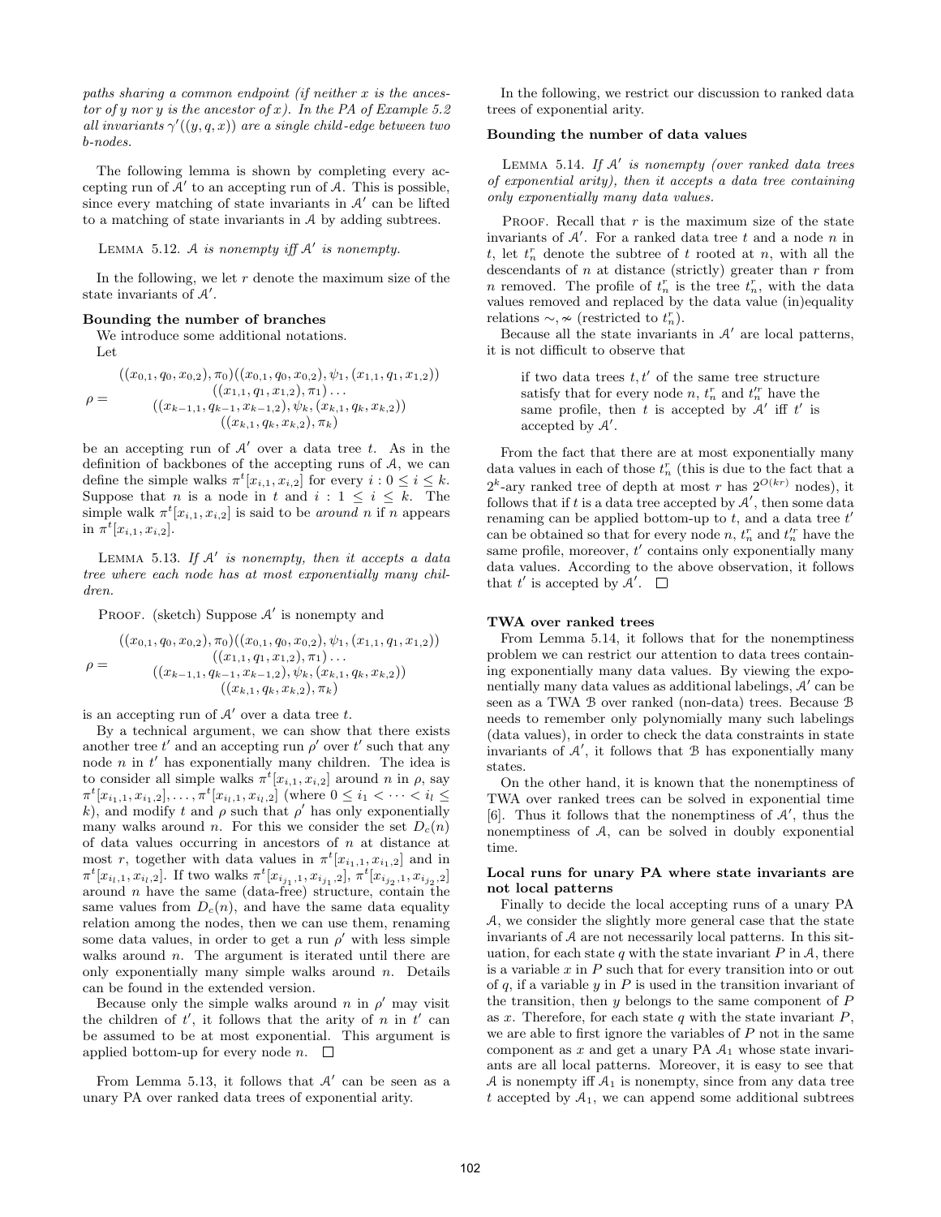paths sharing a common endpoint (if neither $x$ is the ancestor of $y$ nor $y$ is the ancestor of $x$). In the PA of Example 5.2 all invariants $\gamma'((y, q, x))$ are a single child-edge between two b-nodes.*

The following lemma is shown by completing every accepting run of $\mathcal{A}'$ to an accepting run of $\mathcal{A}$. This is possible, since every matching of state invariants in $\mathcal{A}'$ can be lifted to a matching of state invariants in $\mathcal{A}$ by adding subtrees.

Lemma 5.12. *$\mathcal{A}$ is nonempty iff $\mathcal{A}'$ is nonempty.*

In the following, we let $r$ denote the maximum size of the state invariants of $\mathcal{A}'$.

**Bounding the number of branches**

We introduce some additional notations.

Let

$$\rho = \begin{array}{c} ((x_{0,1}, q_0, x_{0,2}), \pi_0)((x_{0,1}, q_0, x_{0,2}), \psi_1, (x_{1,1}, q_1, x_{1,2})) \\ ((x_{1,1}, q_1, x_{1,2}), \pi_1) \ldots \\ ((x_{k-1,1}, q_{k-1}, x_{k-1,2}), \psi_k, (x_{k,1}, q_k, x_{k,2})) \\ ((x_{k,1}, q_k, x_{k,2}), \pi_k) \end{array}$$

be an accepting run of $\mathcal{A}'$ over a data tree $t$. As in the definition of backbones of the accepting runs of $\mathcal{A}$, we can define the simple walks $\pi^t[x_{i,1}, x_{i,2}]$ for every $i : 0 \leq i \leq k$. Suppose that $n$ is a node in $t$ and $i : 1 \leq i \leq k$. The simple walk $\pi^t[x_{i,1}, x_{i,2}]$ is said to be *around* $n$ if $n$ appears in $\pi^t[x_{i,1}, x_{i,2}]$.

Lemma 5.13. *If $\mathcal{A}'$ is nonempty, then it accepts a data tree where each node has at most exponentially many children.*

Proof. (sketch) Suppose $\mathcal{A}'$ is nonempty and

$$\rho = \begin{array}{c} ((x_{0,1}, q_0, x_{0,2}), \pi_0)((x_{0,1}, q_0, x_{0,2}), \psi_1, (x_{1,1}, q_1, x_{1,2})) \\ ((x_{1,1}, q_1, x_{1,2}), \pi_1) \ldots \\ ((x_{k-1,1}, q_{k-1}, x_{k-1,2}), \psi_k, (x_{k,1}, q_k, x_{k,2})) \\ ((x_{k,1}, q_k, x_{k,2}), \pi_k) \end{array}$$

is an accepting run of $\mathcal{A}'$ over a data tree $t$.

By a technical argument, we can show that there exists another tree $t'$ and an accepting run $\rho'$ over $t'$ such that any node $n$ in $t'$ has exponentially many children. The idea is to consider all simple walks $\pi^t[x_{i,1}, x_{i,2}]$ around $n$ in $\rho$, say $\pi^t[x_{i_1,1}, x_{i_1,2}], \ldots, \pi^t[x_{i_l,1}, x_{i_l,2}]$ (where $0 \leq i_1 < \cdots < i_l \leq k$), and modify $t$ and $\rho$ such that $\rho'$ has only exponentially many walks around $n$. For this we consider the set $D_c(n)$ of data values occurring in ancestors of $n$ at distance at most $r$, together with data values in $\pi^t[x_{i_1,1}, x_{i_1,2}]$ and in $\pi^t[x_{i_l,1}, x_{i_l,2}]$. If two walks $\pi^t[x_{i_{j_1},1}, x_{i_{j_1},2}]$, $\pi^t[x_{i_{j_2},1}, x_{i_{j_2},2}]$ around $n$ have the same (data-free) structure, contain the same values from $D_c(n)$, and have the same data equality relation among the nodes, then we can use them, renaming some data values, in order to get a run $\rho'$ with less simple walks around $n$. The argument is iterated until there are only exponentially many simple walks around $n$. Details can be found in the extended version.

Because only the simple walks around $n$ in $\rho'$ may visit the children of $t'$, it follows that the arity of $n$ in $t'$ can be assumed to be at most exponential. This argument is applied bottom-up for every node $n$. $\square$

From Lemma 5.13, it follows that $\mathcal{A}'$ can be seen as a unary PA over ranked data trees of exponential arity.

In the following, we restrict our discussion to ranked data trees of exponential arity.

**Bounding the number of data values**

Lemma 5.14. *If $\mathcal{A}'$ is nonempty (over ranked data trees of exponential arity), then it accepts a data tree containing only exponentially many data values.*

Proof. Recall that $r$ is the maximum size of the state invariants of $\mathcal{A}'$. For a ranked data tree $t$ and a node $n$ in $t$, let $t_n^r$ denote the subtree of $t$ rooted at $n$, with all the descendants of $n$ at distance (strictly) greater than $r$ from $n$ removed. The profile of $t_n^r$ is the tree $t_n^r$, with the data values removed and replaced by the data value (in)equality relations $\sim, \nsim$ (restricted to $t_n^r$).

Because all the state invariants in $\mathcal{A}'$ are local patterns, it is not difficult to observe that

> if two data trees $t, t'$ of the same tree structure satisfy that for every node $n$, $t_n^r$ and $t_n'^r$ have the same profile, then $t$ is accepted by $\mathcal{A}'$ iff $t'$ is accepted by $\mathcal{A}'$.

From the fact that there are at most exponentially many data values in each of those $t_n^r$ (this is due to the fact that a $2^k$-ary ranked tree of depth at most $r$ has $2^{O(kr)}$ nodes), it follows that if $t$ is a data tree accepted by $\mathcal{A}'$, then some data renaming can be applied bottom-up to $t$, and a data tree $t'$ can be obtained so that for every node $n$, $t_n^r$ and $t_n'^r$ have the same profile, moreover, $t'$ contains only exponentially many data values. According to the above observation, it follows that $t'$ is accepted by $\mathcal{A}'$. $\square$

**TWA over ranked trees**

From Lemma 5.14, it follows that for the nonemptiness problem we can restrict our attention to data trees containing exponentially many data values. By viewing the exponentially many data values as additional labelings, $\mathcal{A}'$ can be seen as a TWA $\mathcal{B}$ over ranked (non-data) trees. Because $\mathcal{B}$ needs to remember only polynomially many such labelings (data values), in order to check the data constraints in state invariants of $\mathcal{A}'$, it follows that $\mathcal{B}$ has exponentially many states.

On the other hand, it is known that the nonemptiness of TWA over ranked trees can be solved in exponential time [6]. Thus it follows that the nonemptiness of $\mathcal{A}'$, thus the nonemptiness of $\mathcal{A}$, can be solved in doubly exponential time.

**Local runs for unary PA where state invariants are not local patterns**

Finally to decide the local accepting runs of a unary PA $\mathcal{A}$, we consider the slightly more general case that the state invariants of $\mathcal{A}$ are not necessarily local patterns. In this situation, for each state $q$ with the state invariant $P$ in $\mathcal{A}$, there is a variable $x$ in $P$ such that for every transition into or out of $q$, if a variable $y$ in $P$ is used in the transition invariant of the transition, then $y$ belongs to the same component of $P$ as $x$. Therefore, for each state $q$ with the state invariant $P$, we are able to first ignore the variables of $P$ not in the same component as $x$ and get a unary PA $\mathcal{A}_1$ whose state invariants are all local patterns. Moreover, it is easy to see that $\mathcal{A}$ is nonempty iff $\mathcal{A}_1$ is nonempty, since from any data tree $t$ accepted by $\mathcal{A}_1$, we can append some additional subtrees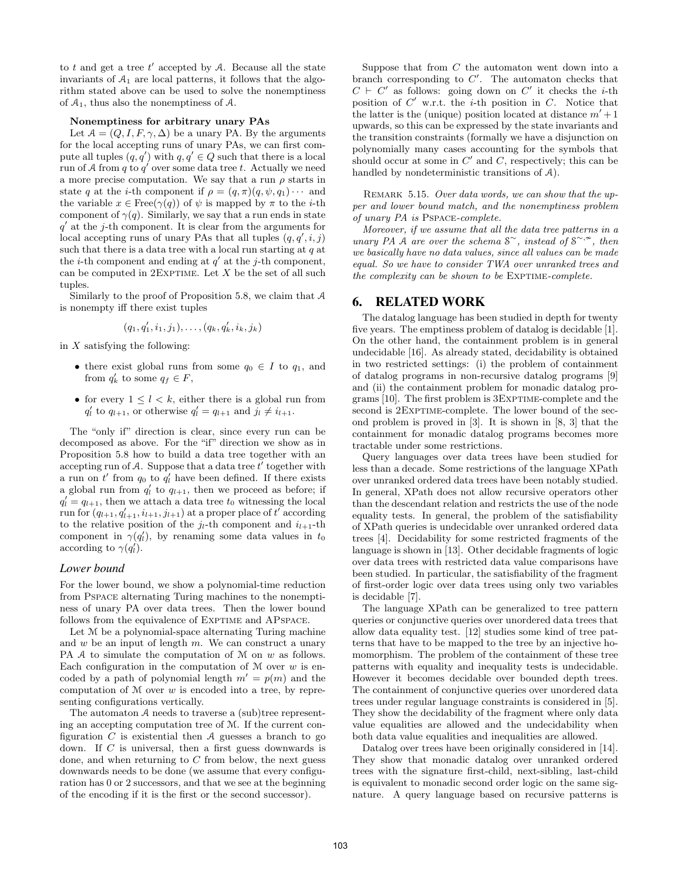to $t$ and get a tree $t'$ accepted by $\mathcal{A}$. Because all the state invariants of $\mathcal{A}_1$ are local patterns, it follows that the algorithm stated above can be used to solve the nonemptiness of $\mathcal{A}_1$, thus also the nonemptiness of $\mathcal{A}$.

**Nonemptiness for arbitrary unary PAs**

Let $\mathcal{A} = (Q, I, F, \gamma, \Delta)$ be a unary PA. By the arguments for the local accepting runs of unary PAs, we can first compute all tuples $(q, q')$ with $q, q' \in Q$ such that there is a local run of $\mathcal{A}$ from $q$ to $q'$ over some data tree $t$. Actually we need a more precise computation. We say that a run $\rho$ starts in state $q$ at the $i$-th component if $\rho = (q, \pi)(q, \psi, q_1) \cdots$ and the variable $x \in \text{Free}(\gamma(q))$ of $\psi$ is mapped by $\pi$ to the $i$-th component of $\gamma(q)$. Similarly, we say that a run ends in state $q'$ at the $j$-th component. It is clear from the arguments for local accepting runs of unary PAs that all tuples $(q, q', i, j)$ such that there is a data tree with a local run starting at $q$ at the $i$-th component and ending at $q'$ at the $j$-th component, can be computed in 2EXPTIME. Let $X$ be the set of all such tuples.

Similarly to the proof of Proposition 5.8, we claim that $\mathcal{A}$ is nonempty iff there exist tuples

$$(q_1, q_1', i_1, j_1), \ldots, (q_k, q_k', i_k, j_k)$$

in $X$ satisfying the following:

- there exist global runs from some $q_0 \in I$ to $q_1$, and from $q_k'$ to some $q_f \in F$,
- for every $1 \le l < k$, either there is a global run from $q_l'$ to $q_{l+1}$, or otherwise $q_l' = q_{l+1}$ and $j_l \neq i_{l+1}$.

The "only if" direction is clear, since every run can be decomposed as above. For the "if" direction we show as in Proposition 5.8 how to build a data tree together with an accepting run of $\mathcal{A}$. Suppose that a data tree $t'$ together with a run on $t'$ from $q_0$ to $q_l'$ have been defined. If there exists a global run from $q_l'$ to $q_{l+1}$, then we proceed as before; if $q_l' = q_{l+1}$, then we attach a data tree $t_0$ witnessing the local run for $(q_{l+1}, q_{l+1}', i_{l+1}, j_{l+1})$ at a proper place of $t'$ according to the relative position of the $j_l$-th component and $i_{l+1}$-th component in $\gamma(q_l')$, by renaming some data values in $t_0$ according to $\gamma(q_l')$.

### *Lower bound*

For the lower bound, we show a polynomial-time reduction from PSPACE alternating Turing machines to the nonemptiness of unary PA over data trees. Then the lower bound follows from the equivalence of EXPTIME and APSPACE.

Let $\mathcal{M}$ be a polynomial-space alternating Turing machine and $w$ be an input of length $m$. We can construct a unary PA $\mathcal{A}$ to simulate the computation of $\mathcal{M}$ on $w$ as follows. Each configuration in the computation of $\mathcal{M}$ over $w$ is encoded by a path of polynomial length $m' = p(m)$ and the computation of $\mathcal{M}$ over $w$ is encoded into a tree, by representing configurations vertically.

The automaton $\mathcal{A}$ needs to traverse a (sub)tree representing an accepting computation tree of $\mathcal{M}$. If the current configuration $C$ is existential then $\mathcal{A}$ guesses a branch to go down. If $C$ is universal, then a first guess downwards is done, and when returning to $C$ from below, the next guess downwards needs to be done (we assume that every configuration has 0 or 2 successors, and that we see at the beginning of the encoding if it is the first or the second successor).

Suppose that from $C$ the automaton went down into a branch corresponding to $C'$. The automaton checks that $C \vdash C'$ as follows: going down on $C'$ it checks the $i$-th position of $C'$ w.r.t. the $i$-th position in $C$. Notice that the latter is the (unique) position located at distance $m' + 1$ upwards, so this can be expressed by the state invariants and the transition constraints (formally we have a disjunction on polynomially many cases accounting for the symbols that should occur at some in $C'$ and $C$, respectively; this can be handled by nondeterministic transitions of $\mathcal{A}$).

REMARK 5.15. *Over data words, we can show that the upper and lower bound match, and the nonemptiness problem of unary PA is* PSPACE*-complete.*

*Moreover, if we assume that all the data tree patterns in a unary PA $\mathcal{A}$ are over the schema $\mathcal{S}^{\sim}$, instead of $\mathcal{S}^{\sim,\nsim}$, then we basically have no data values, since all values can be made equal. So we have to consider TWA over unranked trees and the complexity can be shown to be* EXPTIME*-complete.*

## 6. RELATED WORK

The datalog language has been studied in depth for twenty five years. The emptiness problem of datalog is decidable [1]. On the other hand, the containment problem is in general undecidable [16]. As already stated, decidability is obtained in two restricted settings: (i) the problem of containment of datalog programs in non-recursive datalog programs [9] and (ii) the containment problem for monadic datalog programs [10]. The first problem is 3EXPTIME-complete and the second is 2EXPTIME-complete. The lower bound of the second problem is proved in [3]. It is shown in [8, 3] that the containment for monadic datalog programs becomes more tractable under some restrictions.

Query languages over data trees have been studied for less than a decade. Some restrictions of the language XPath over unranked ordered data trees have been notably studied. In general, XPath does not allow recursive operators other than the descendant relation and restricts the use of the node equality tests. In general, the problem of the satisfiability of XPath queries is undecidable over unranked ordered data trees [4]. Decidability for some restricted fragments of the language is shown in [13]. Other decidable fragments of logic over data trees with restricted data value comparisons have been studied. In particular, the satisfiability of the fragment of first-order logic over data trees using only two variables is decidable [7].

The language XPath can be generalized to tree pattern queries or conjunctive queries over unordered data trees that allow data equality test. [12] studies some kind of tree patterns that have to be mapped to the tree by an injective homomorphism. The problem of the containment of these tree patterns with equality and inequality tests is undecidable. However it becomes decidable over bounded depth trees. The containment of conjunctive queries over unordered data trees under regular language constraints is considered in [5]. They show the decidability of the fragment where only data value equalities are allowed and the undecidability when both data value equalities and inequalities are allowed.

Datalog over trees have been originally considered in [14]. They show that monadic datalog over unranked ordered trees with the signature first-child, next-sibling, last-child is equivalent to monadic second order logic on the same signature. A query language based on recursive patterns is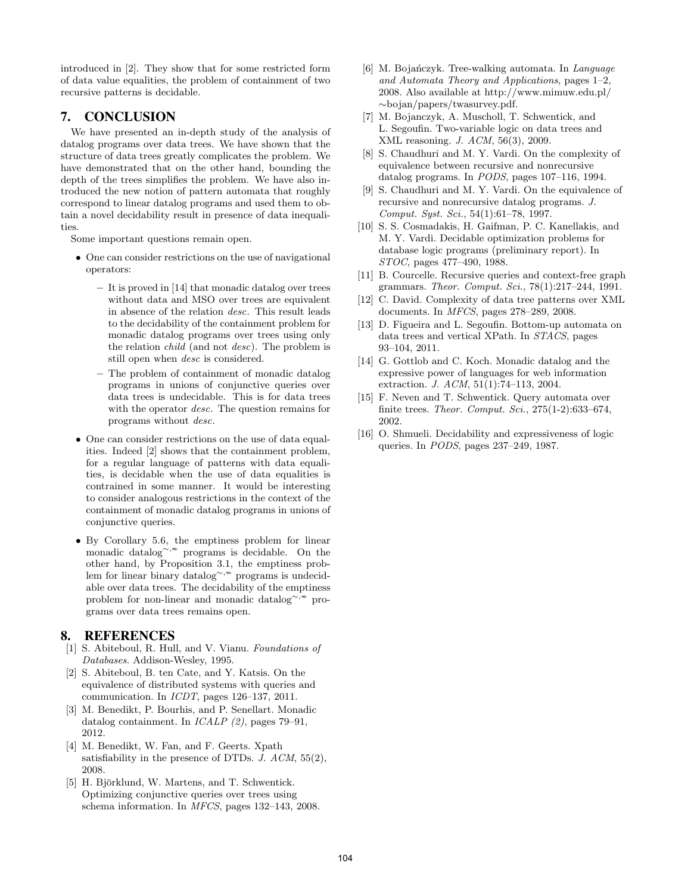introduced in [2]. They show that for some restricted form of data value equalities, the problem of containment of two recursive patterns is decidable.

# 7. CONCLUSION

We have presented an in-depth study of the analysis of datalog programs over data trees. We have shown that the structure of data trees greatly complicates the problem. We have demonstrated that on the other hand, bounding the depth of the trees simplifies the problem. We have also introduced the new notion of pattern automata that roughly correspond to linear datalog programs and used them to obtain a novel decidability result in presence of data inequalities.

Some important questions remain open.

- One can consider restrictions on the use of navigational operators:
  - It is proved in [14] that monadic datalog over trees without data and MSO over trees are equivalent in absence of the relation *desc*. This result leads to the decidability of the containment problem for monadic datalog programs over trees using only the relation *child* (and not *desc*). The problem is still open when *desc* is considered.
  - The problem of containment of monadic datalog programs in unions of conjunctive queries over data trees is undecidable. This is for data trees with the operator *desc*. The question remains for programs without *desc*.
- One can consider restrictions on the use of data equalities. Indeed [2] shows that the containment problem, for a regular language of patterns with data equalities, is decidable when the use of data equalities is contrained in some manner. It would be interesting to consider analogous restrictions in the context of the containment of monadic datalog programs in unions of conjunctive queries.
- By Corollary 5.6, the emptiness problem for linear monadic datalog$^{\sim,\nsim}$ programs is decidable. On the other hand, by Proposition 3.1, the emptiness problem for linear binary datalog$^{\sim,\nsim}$ programs is undecidable over data trees. The decidability of the emptiness problem for non-linear and monadic datalog$^{\sim,\nsim}$ programs over data trees remains open.

# 8. REFERENCES

[1] S. Abiteboul, R. Hull, and V. Vianu. *Foundations of Databases*. Addison-Wesley, 1995.

[2] S. Abiteboul, B. ten Cate, and Y. Katsis. On the equivalence of distributed systems with queries and communication. In *ICDT*, pages 126–137, 2011.

[3] M. Benedikt, P. Bourhis, and P. Senellart. Monadic datalog containment. In *ICALP (2)*, pages 79–91, 2012.

[4] M. Benedikt, W. Fan, and F. Geerts. Xpath satisfiability in the presence of DTDs. *J. ACM*, 55(2), 2008.

[5] H. Björklund, W. Martens, and T. Schwentick. Optimizing conjunctive queries over trees using schema information. In *MFCS*, pages 132–143, 2008.

[6] M. Bojańczyk. Tree-walking automata. In *Language and Automata Theory and Applications*, pages 1–2, 2008. Also available at http://www.mimuw.edu.pl/∼bojan/papers/twasurvey.pdf.

[7] M. Bojanczyk, A. Muscholl, T. Schwentick, and L. Segoufin. Two-variable logic on data trees and XML reasoning. *J. ACM*, 56(3), 2009.

[8] S. Chaudhuri and M. Y. Vardi. On the complexity of equivalence between recursive and nonrecursive datalog programs. In *PODS*, pages 107–116, 1994.

[9] S. Chaudhuri and M. Y. Vardi. On the equivalence of recursive and nonrecursive datalog programs. *J. Comput. Syst. Sci.*, 54(1):61–78, 1997.

[10] S. S. Cosmadakis, H. Gaifman, P. C. Kanellakis, and M. Y. Vardi. Decidable optimization problems for database logic programs (preliminary report). In *STOC*, pages 477–490, 1988.

[11] B. Courcelle. Recursive queries and context-free graph grammars. *Theor. Comput. Sci.*, 78(1):217–244, 1991.

[12] C. David. Complexity of data tree patterns over XML documents. In *MFCS*, pages 278–289, 2008.

[13] D. Figueira and L. Segoufin. Bottom-up automata on data trees and vertical XPath. In *STACS*, pages 93–104, 2011.

[14] G. Gottlob and C. Koch. Monadic datalog and the expressive power of languages for web information extraction. *J. ACM*, 51(1):74–113, 2004.

[15] F. Neven and T. Schwentick. Query automata over finite trees. *Theor. Comput. Sci.*, 275(1-2):633–674, 2002.

[16] O. Shmueli. Decidability and expressiveness of logic queries. In *PODS*, pages 237–249, 1987.